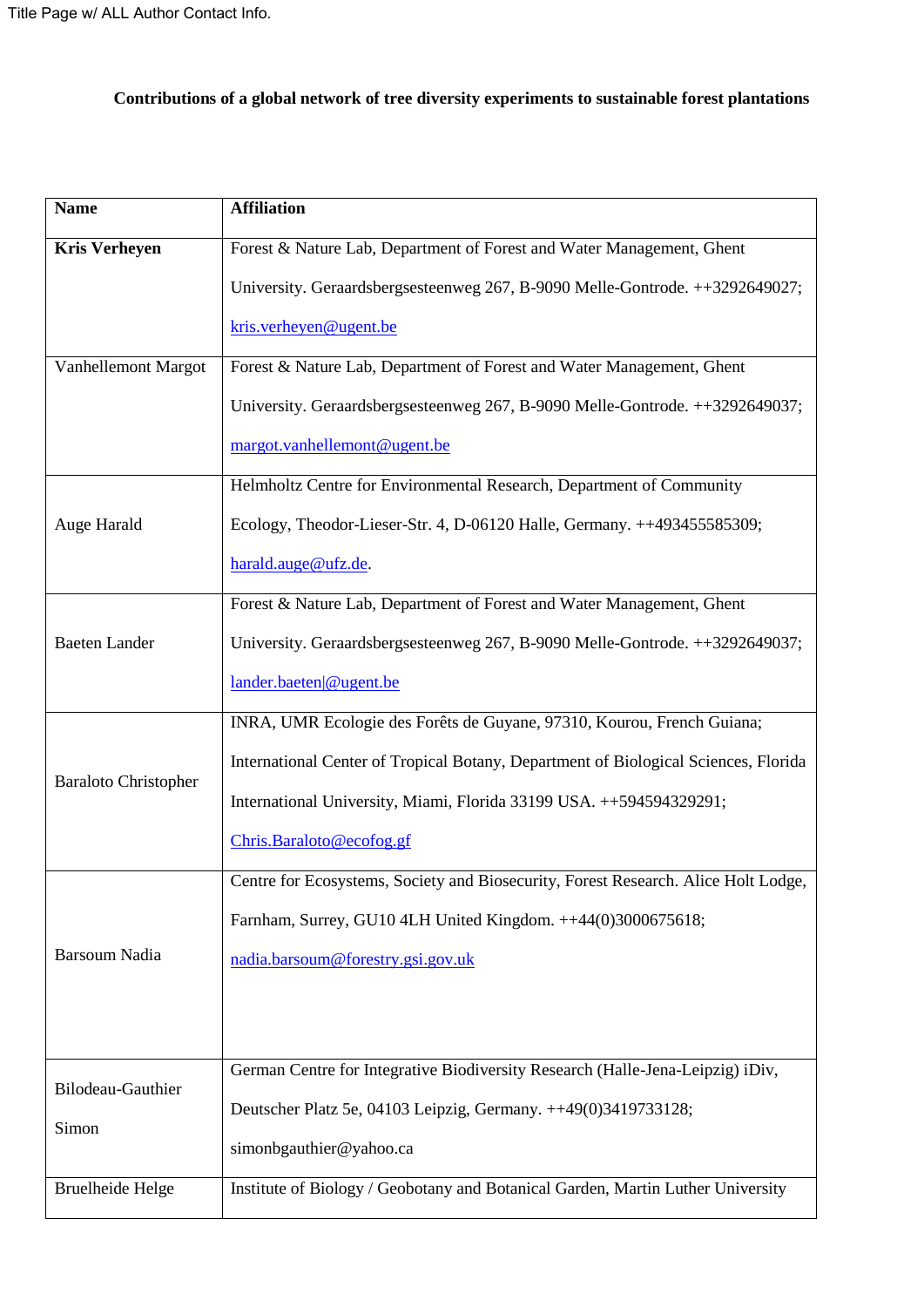Title Page w/ ALL Author Contact Info.

**Contributions of a global network of tree diversity experiments to sustainable forest plantations**

| **Name** | **Affiliation** |
|---|---|
| **Kris Verheyen** | Forest & Nature Lab, Department of Forest and Water Management, Ghent University. Geraardsbergsesteenweg 267, B-9090 Melle-Gontrode. ++3292649027; kris.verheyen@ugent.be |
| Vanhellemont Margot | Forest & Nature Lab, Department of Forest and Water Management, Ghent University. Geraardsbergsesteenweg 267, B-9090 Melle-Gontrode. ++3292649037; margot.vanhellemont@ugent.be |
| Auge Harald | Helmholtz Centre for Environmental Research, Department of Community Ecology, Theodor-Lieser-Str. 4, D-06120 Halle, Germany. ++493455585309; harald.auge@ufz.de. |
| Baeten Lander | Forest & Nature Lab, Department of Forest and Water Management, Ghent University. Geraardsbergsesteenweg 267, B-9090 Melle-Gontrode. ++3292649037; lander.baeten\|@ugent.be |
| Baraloto Christopher | INRA, UMR Ecologie des Forêts de Guyane, 97310, Kourou, French Guiana; International Center of Tropical Botany, Department of Biological Sciences, Florida International University, Miami, Florida 33199 USA. ++594594329291; Chris.Baraloto@ecofog.gf |
| Barsoum Nadia | Centre for Ecosystems, Society and Biosecurity, Forest Research. Alice Holt Lodge, Farnham, Surrey, GU10 4LH United Kingdom. ++44(0)3000675618; nadia.barsoum@forestry.gsi.gov.uk |
| Bilodeau-Gauthier Simon | German Centre for Integrative Biodiversity Research (Halle-Jena-Leipzig) iDiv, Deutscher Platz 5e, 04103 Leipzig, Germany. ++49(0)3419733128; simonbgauthier@yahoo.ca |
| Bruelheide Helge | Institute of Biology / Geobotany and Botanical Garden, Martin Luther University |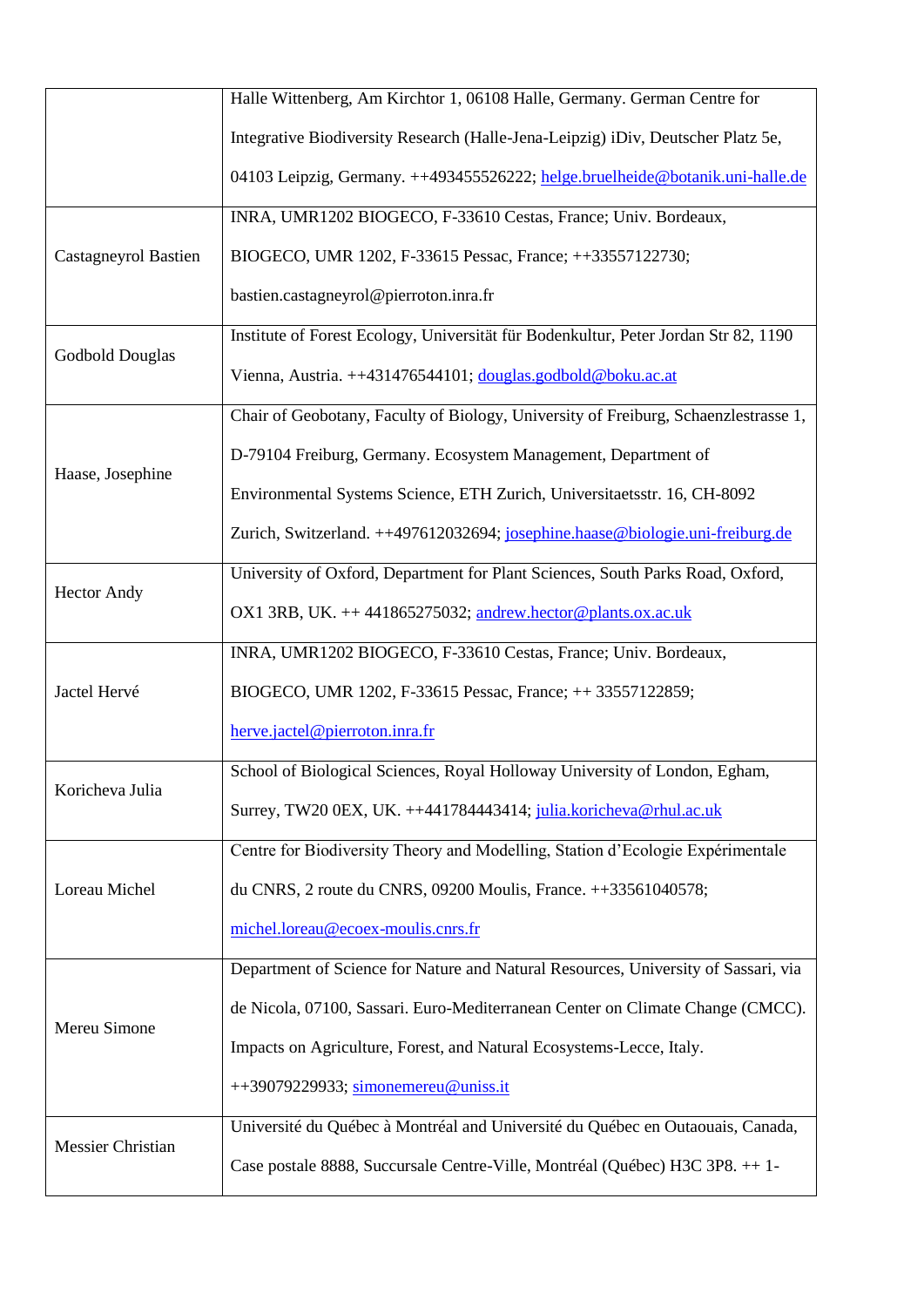| | |
|---|---|
| | Halle Wittenberg, Am Kirchtor 1, 06108 Halle, Germany. German Centre for Integrative Biodiversity Research (Halle-Jena-Leipzig) iDiv, Deutscher Platz 5e, 04103 Leipzig, Germany. ++493455526222; helge.bruelheide@botanik.uni-halle.de |
| Castagneyrol Bastien | INRA, UMR1202 BIOGECO, F-33610 Cestas, France; Univ. Bordeaux, BIOGECO, UMR 1202, F-33615 Pessac, France; ++33557122730; bastien.castagneyrol@pierroton.inra.fr |
| Godbold Douglas | Institute of Forest Ecology, Universität für Bodenkultur, Peter Jordan Str 82, 1190 Vienna, Austria. ++431476544101; douglas.godbold@boku.ac.at |
| Haase, Josephine | Chair of Geobotany, Faculty of Biology, University of Freiburg, Schaenzlestrasse 1, D-79104 Freiburg, Germany. Ecosystem Management, Department of Environmental Systems Science, ETH Zurich, Universitaetsstr. 16, CH-8092 Zurich, Switzerland. ++497612032694; josephine.haase@biologie.uni-freiburg.de |
| Hector Andy | University of Oxford, Department for Plant Sciences, South Parks Road, Oxford, OX1 3RB, UK. ++ 441865275032; andrew.hector@plants.ox.ac.uk |
| Jactel Hervé | INRA, UMR1202 BIOGECO, F-33610 Cestas, France; Univ. Bordeaux, BIOGECO, UMR 1202, F-33615 Pessac, France; ++ 33557122859; herve.jactel@pierroton.inra.fr |
| Koricheva Julia | School of Biological Sciences, Royal Holloway University of London, Egham, Surrey, TW20 0EX, UK. ++441784443414; julia.koricheva@rhul.ac.uk |
| Loreau Michel | Centre for Biodiversity Theory and Modelling, Station d'Ecologie Expérimentale du CNRS, 2 route du CNRS, 09200 Moulis, France. ++33561040578; michel.loreau@ecoex-moulis.cnrs.fr |
| Mereu Simone | Department of Science for Nature and Natural Resources, University of Sassari, via de Nicola, 07100, Sassari. Euro-Mediterranean Center on Climate Change (CMCC). Impacts on Agriculture, Forest, and Natural Ecosystems-Lecce, Italy. ++39079229933; simonemereu@uniss.it |
| Messier Christian | Université du Québec à Montréal and Université du Québec en Outaouais, Canada, Case postale 8888, Succursale Centre-Ville, Montréal (Québec) H3C 3P8. ++ 1- |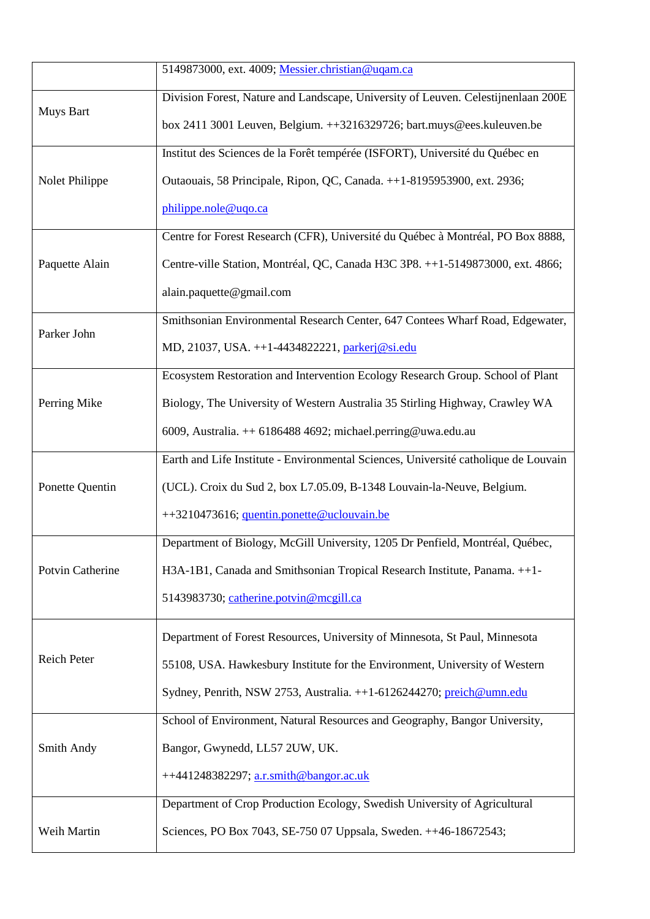|  |  |
|---|---|
|  | 5149873000, ext. 4009; Messier.christian@uqam.ca |
| Muys Bart | Division Forest, Nature and Landscape, University of Leuven. Celestijnenlaan 200E box 2411 3001 Leuven, Belgium. ++3216329726; bart.muys@ees.kuleuven.be |
| Nolet Philippe | Institut des Sciences de la Forêt tempérée (ISFORT), Université du Québec en Outaouais, 58 Principale, Ripon, QC, Canada. ++1-8195953900, ext. 2936; philippe.nole@uqo.ca |
| Paquette Alain | Centre for Forest Research (CFR), Université du Québec à Montréal, PO Box 8888, Centre-ville Station, Montréal, QC, Canada H3C 3P8. ++1-5149873000, ext. 4866; alain.paquette@gmail.com |
| Parker John | Smithsonian Environmental Research Center, 647 Contees Wharf Road, Edgewater, MD, 21037, USA. ++1-4434822221, parkerj@si.edu |
| Perring Mike | Ecosystem Restoration and Intervention Ecology Research Group. School of Plant Biology, The University of Western Australia 35 Stirling Highway, Crawley WA 6009, Australia. ++ 6186488 4692; michael.perring@uwa.edu.au |
| Ponette Quentin | Earth and Life Institute - Environmental Sciences, Université catholique de Louvain (UCL). Croix du Sud 2, box L7.05.09, B-1348 Louvain-la-Neuve, Belgium. ++3210473616; quentin.ponette@uclouvain.be |
| Potvin Catherine | Department of Biology, McGill University, 1205 Dr Penfield, Montréal, Québec, H3A-1B1, Canada and Smithsonian Tropical Research Institute, Panama. ++1-5143983730; catherine.potvin@mcgill.ca |
| Reich Peter | Department of Forest Resources, University of Minnesota, St Paul, Minnesota 55108, USA. Hawkesbury Institute for the Environment, University of Western Sydney, Penrith, NSW 2753, Australia. ++1-6126244270; preich@umn.edu |
| Smith Andy | School of Environment, Natural Resources and Geography, Bangor University, Bangor, Gwynedd, LL57 2UW, UK. ++441248382297; a.r.smith@bangor.ac.uk |
| Weih Martin | Department of Crop Production Ecology, Swedish University of Agricultural Sciences, PO Box 7043, SE-750 07 Uppsala, Sweden. ++46-18672543; |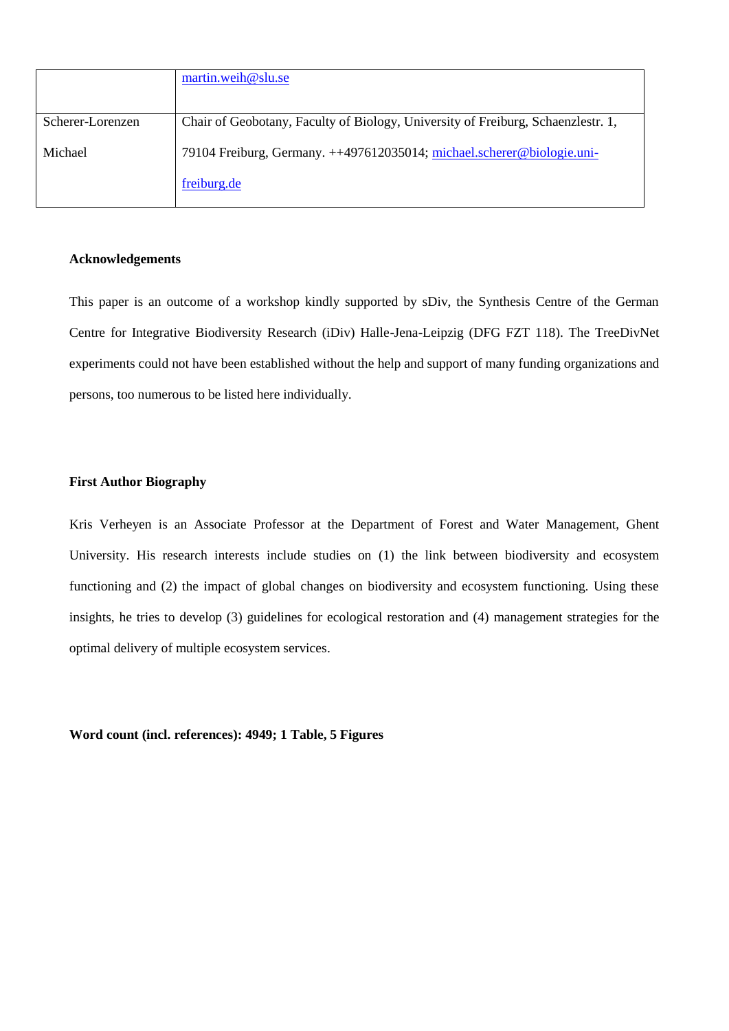| | |
|---|---|
| | martin.weih@slu.se |
| Scherer-Lorenzen Michael | Chair of Geobotany, Faculty of Biology, University of Freiburg, Schaenzlestr. 1, 79104 Freiburg, Germany. ++497612035014; michael.scherer@biologie.uni-freiburg.de |

**Acknowledgements**

This paper is an outcome of a workshop kindly supported by sDiv, the Synthesis Centre of the German Centre for Integrative Biodiversity Research (iDiv) Halle-Jena-Leipzig (DFG FZT 118). The TreeDivNet experiments could not have been established without the help and support of many funding organizations and persons, too numerous to be listed here individually.

**First Author Biography**

Kris Verheyen is an Associate Professor at the Department of Forest and Water Management, Ghent University. His research interests include studies on (1) the link between biodiversity and ecosystem functioning and (2) the impact of global changes on biodiversity and ecosystem functioning. Using these insights, he tries to develop (3) guidelines for ecological restoration and (4) management strategies for the optimal delivery of multiple ecosystem services.

**Word count (incl. references): 4949; 1 Table, 5 Figures**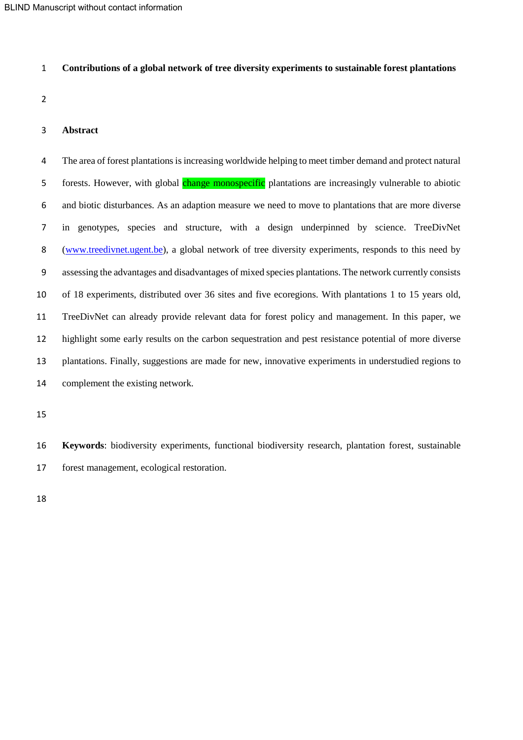# Contributions of a global network of tree diversity experiments to sustainable forest plantations

## Abstract

The area of forest plantations is increasing worldwide helping to meet timber demand and protect natural forests. However, with global change monospecific plantations are increasingly vulnerable to abiotic and biotic disturbances. As an adaption measure we need to move to plantations that are more diverse in genotypes, species and structure, with a design underpinned by science. TreeDivNet (www.treedivnet.ugent.be), a global network of tree diversity experiments, responds to this need by assessing the advantages and disadvantages of mixed species plantations. The network currently consists of 18 experiments, distributed over 36 sites and five ecoregions. With plantations 1 to 15 years old, TreeDivNet can already provide relevant data for forest policy and management. In this paper, we highlight some early results on the carbon sequestration and pest resistance potential of more diverse plantations. Finally, suggestions are made for new, innovative experiments in understudied regions to complement the existing network.

**Keywords**: biodiversity experiments, functional biodiversity research, plantation forest, sustainable forest management, ecological restoration.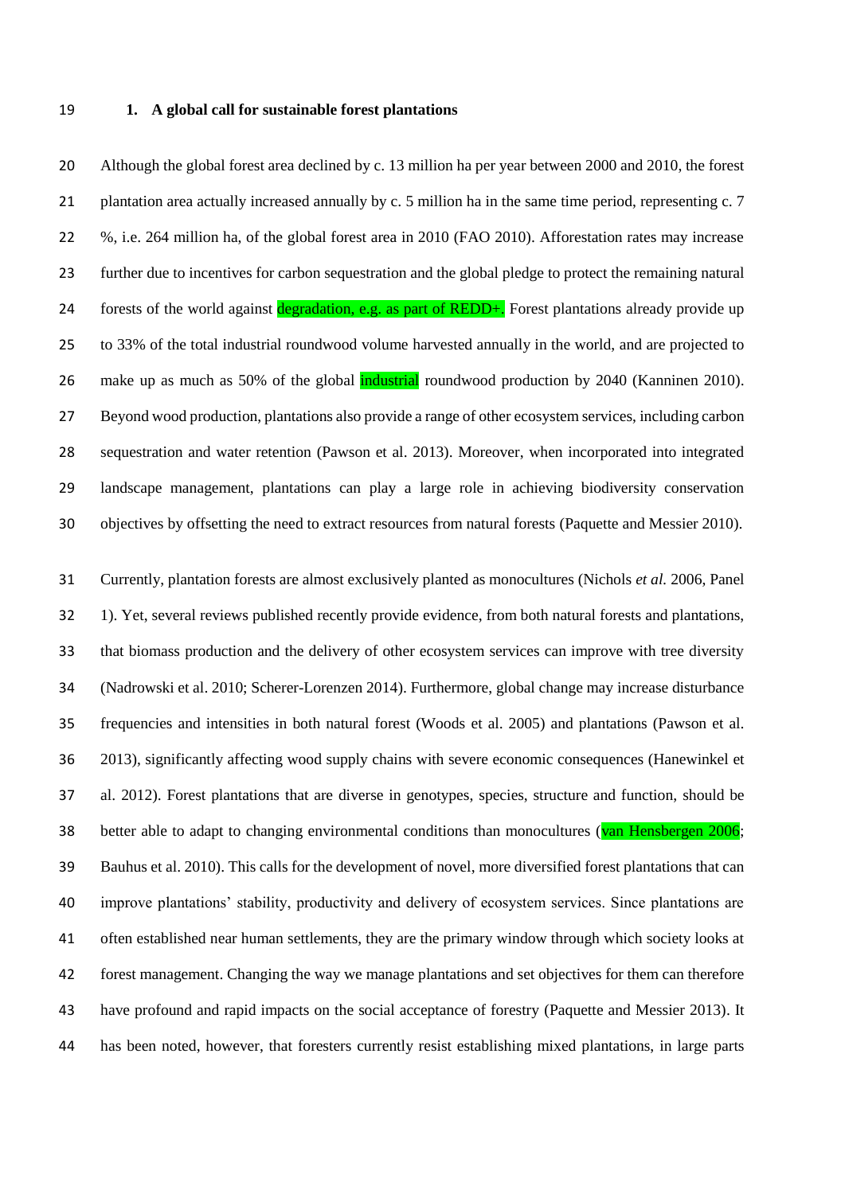## 1. A global call for sustainable forest plantations

Although the global forest area declined by c. 13 million ha per year between 2000 and 2010, the forest plantation area actually increased annually by c. 5 million ha in the same time period, representing c. 7 %, i.e. 264 million ha, of the global forest area in 2010 (FAO 2010). Afforestation rates may increase further due to incentives for carbon sequestration and the global pledge to protect the remaining natural forests of the world against degradation, e.g. as part of REDD+. Forest plantations already provide up to 33% of the total industrial roundwood volume harvested annually in the world, and are projected to make up as much as 50% of the global industrial roundwood production by 2040 (Kanninen 2010). Beyond wood production, plantations also provide a range of other ecosystem services, including carbon sequestration and water retention (Pawson et al. 2013). Moreover, when incorporated into integrated landscape management, plantations can play a large role in achieving biodiversity conservation objectives by offsetting the need to extract resources from natural forests (Paquette and Messier 2010).

Currently, plantation forests are almost exclusively planted as monocultures (Nichols *et al.* 2006, Panel 1). Yet, several reviews published recently provide evidence, from both natural forests and plantations, that biomass production and the delivery of other ecosystem services can improve with tree diversity (Nadrowski et al. 2010; Scherer-Lorenzen 2014). Furthermore, global change may increase disturbance frequencies and intensities in both natural forest (Woods et al. 2005) and plantations (Pawson et al. 2013), significantly affecting wood supply chains with severe economic consequences (Hanewinkel et al. 2012). Forest plantations that are diverse in genotypes, species, structure and function, should be better able to adapt to changing environmental conditions than monocultures (van Hensbergen 2006; Bauhus et al. 2010). This calls for the development of novel, more diversified forest plantations that can improve plantations' stability, productivity and delivery of ecosystem services. Since plantations are often established near human settlements, they are the primary window through which society looks at forest management. Changing the way we manage plantations and set objectives for them can therefore have profound and rapid impacts on the social acceptance of forestry (Paquette and Messier 2013). It has been noted, however, that foresters currently resist establishing mixed plantations, in large parts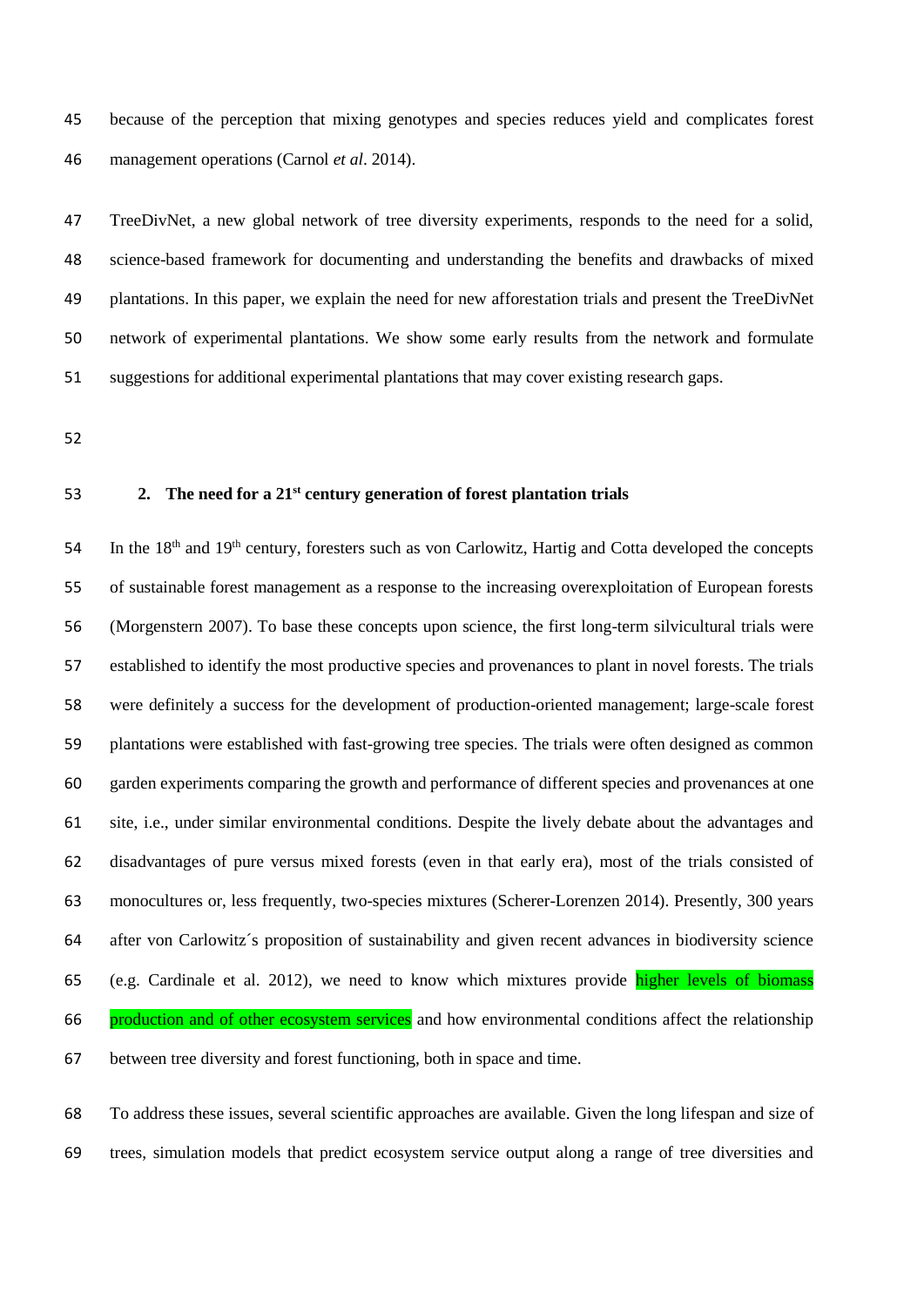because of the perception that mixing genotypes and species reduces yield and complicates forest management operations (Carnol *et al*. 2014).

TreeDivNet, a new global network of tree diversity experiments, responds to the need for a solid, science-based framework for documenting and understanding the benefits and drawbacks of mixed plantations. In this paper, we explain the need for new afforestation trials and present the TreeDivNet network of experimental plantations. We show some early results from the network and formulate suggestions for additional experimental plantations that may cover existing research gaps.

## 2. The need for a 21st century generation of forest plantation trials

In the 18th and 19th century, foresters such as von Carlowitz, Hartig and Cotta developed the concepts of sustainable forest management as a response to the increasing overexploitation of European forests (Morgenstern 2007). To base these concepts upon science, the first long-term silvicultural trials were established to identify the most productive species and provenances to plant in novel forests. The trials were definitely a success for the development of production-oriented management; large-scale forest plantations were established with fast-growing tree species. The trials were often designed as common garden experiments comparing the growth and performance of different species and provenances at one site, i.e., under similar environmental conditions. Despite the lively debate about the advantages and disadvantages of pure versus mixed forests (even in that early era), most of the trials consisted of monocultures or, less frequently, two-species mixtures (Scherer-Lorenzen 2014). Presently, 300 years after von Carlowitz´s proposition of sustainability and given recent advances in biodiversity science (e.g. Cardinale et al. 2012), we need to know which mixtures provide higher levels of biomass production and of other ecosystem services and how environmental conditions affect the relationship between tree diversity and forest functioning, both in space and time.

To address these issues, several scientific approaches are available. Given the long lifespan and size of trees, simulation models that predict ecosystem service output along a range of tree diversities and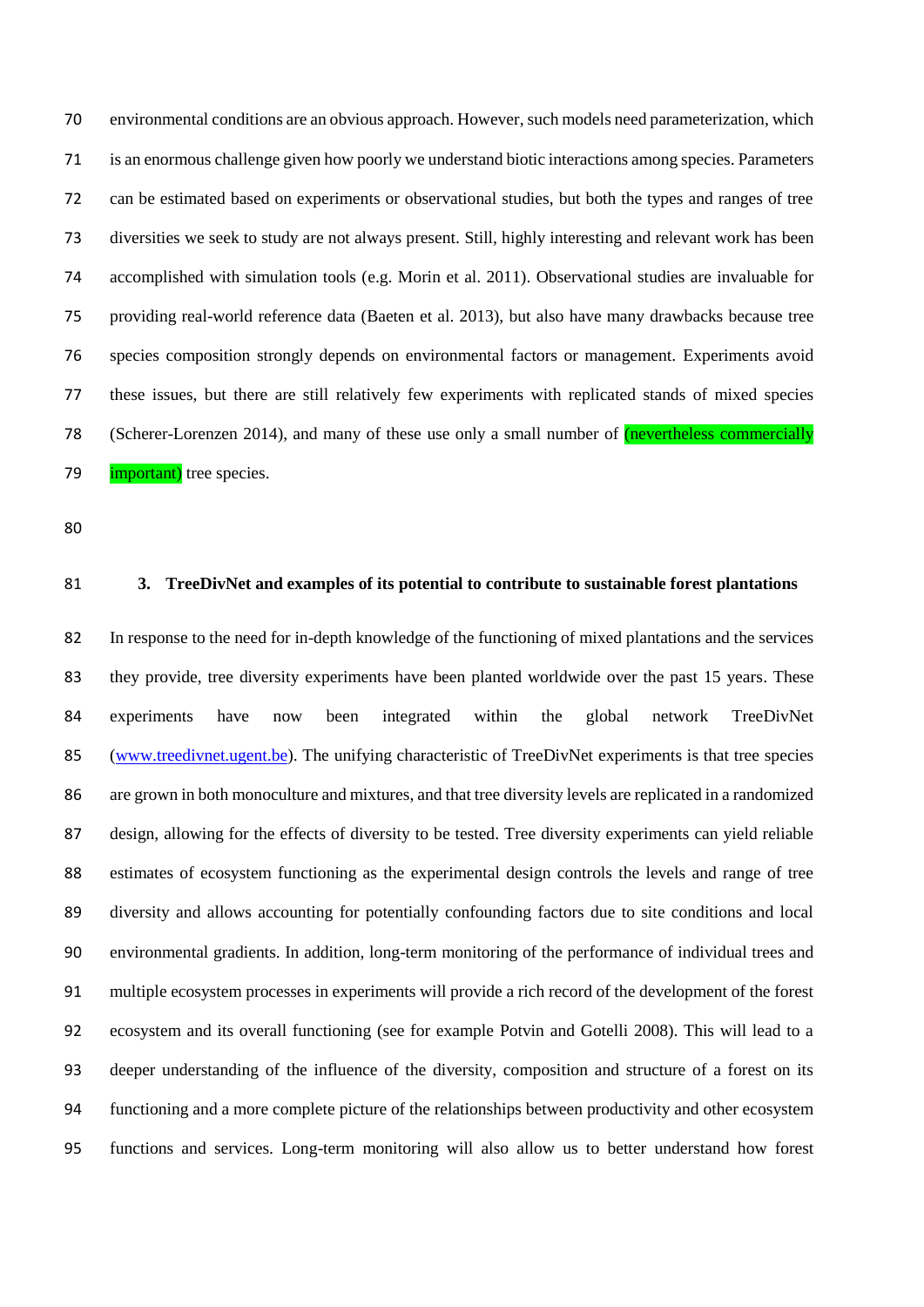environmental conditions are an obvious approach. However, such models need parameterization, which is an enormous challenge given how poorly we understand biotic interactions among species. Parameters can be estimated based on experiments or observational studies, but both the types and ranges of tree diversities we seek to study are not always present. Still, highly interesting and relevant work has been accomplished with simulation tools (e.g. Morin et al. 2011). Observational studies are invaluable for providing real-world reference data (Baeten et al. 2013), but also have many drawbacks because tree species composition strongly depends on environmental factors or management. Experiments avoid these issues, but there are still relatively few experiments with replicated stands of mixed species (Scherer-Lorenzen 2014), and many of these use only a small number of (nevertheless commercially important) tree species.

## 3. TreeDivNet and examples of its potential to contribute to sustainable forest plantations

In response to the need for in-depth knowledge of the functioning of mixed plantations and the services they provide, tree diversity experiments have been planted worldwide over the past 15 years. These experiments have now been integrated within the global network TreeDivNet (www.treedivnet.ugent.be). The unifying characteristic of TreeDivNet experiments is that tree species are grown in both monoculture and mixtures, and that tree diversity levels are replicated in a randomized design, allowing for the effects of diversity to be tested. Tree diversity experiments can yield reliable estimates of ecosystem functioning as the experimental design controls the levels and range of tree diversity and allows accounting for potentially confounding factors due to site conditions and local environmental gradients. In addition, long-term monitoring of the performance of individual trees and multiple ecosystem processes in experiments will provide a rich record of the development of the forest ecosystem and its overall functioning (see for example Potvin and Gotelli 2008). This will lead to a deeper understanding of the influence of the diversity, composition and structure of a forest on its functioning and a more complete picture of the relationships between productivity and other ecosystem functions and services. Long-term monitoring will also allow us to better understand how forest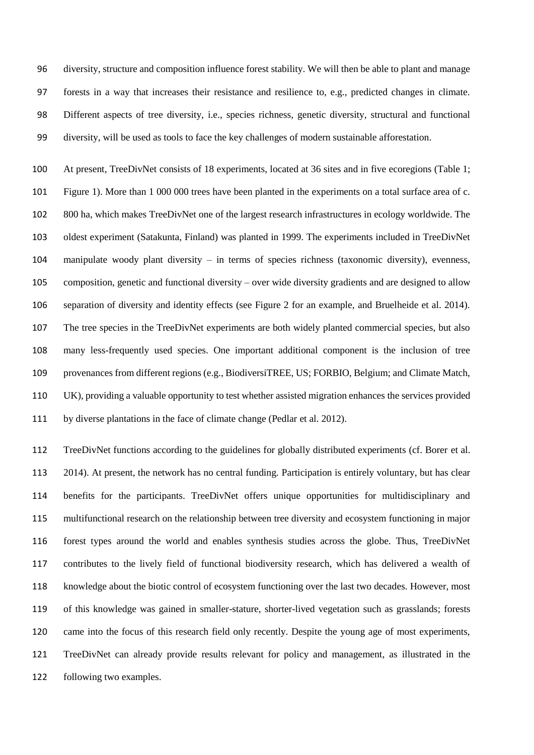diversity, structure and composition influence forest stability. We will then be able to plant and manage forests in a way that increases their resistance and resilience to, e.g., predicted changes in climate. Different aspects of tree diversity, i.e., species richness, genetic diversity, structural and functional diversity, will be used as tools to face the key challenges of modern sustainable afforestation.

At present, TreeDivNet consists of 18 experiments, located at 36 sites and in five ecoregions (Table 1; Figure 1). More than 1 000 000 trees have been planted in the experiments on a total surface area of c. 800 ha, which makes TreeDivNet one of the largest research infrastructures in ecology worldwide. The oldest experiment (Satakunta, Finland) was planted in 1999. The experiments included in TreeDivNet manipulate woody plant diversity – in terms of species richness (taxonomic diversity), evenness, composition, genetic and functional diversity – over wide diversity gradients and are designed to allow separation of diversity and identity effects (see Figure 2 for an example, and Bruelheide et al. 2014). The tree species in the TreeDivNet experiments are both widely planted commercial species, but also many less-frequently used species. One important additional component is the inclusion of tree provenances from different regions (e.g., BiodiversiTREE, US; FORBIO, Belgium; and Climate Match, UK), providing a valuable opportunity to test whether assisted migration enhances the services provided by diverse plantations in the face of climate change (Pedlar et al. 2012).

TreeDivNet functions according to the guidelines for globally distributed experiments (cf. Borer et al. 2014). At present, the network has no central funding. Participation is entirely voluntary, but has clear benefits for the participants. TreeDivNet offers unique opportunities for multidisciplinary and multifunctional research on the relationship between tree diversity and ecosystem functioning in major forest types around the world and enables synthesis studies across the globe. Thus, TreeDivNet contributes to the lively field of functional biodiversity research, which has delivered a wealth of knowledge about the biotic control of ecosystem functioning over the last two decades. However, most of this knowledge was gained in smaller-stature, shorter-lived vegetation such as grasslands; forests came into the focus of this research field only recently. Despite the young age of most experiments, TreeDivNet can already provide results relevant for policy and management, as illustrated in the following two examples.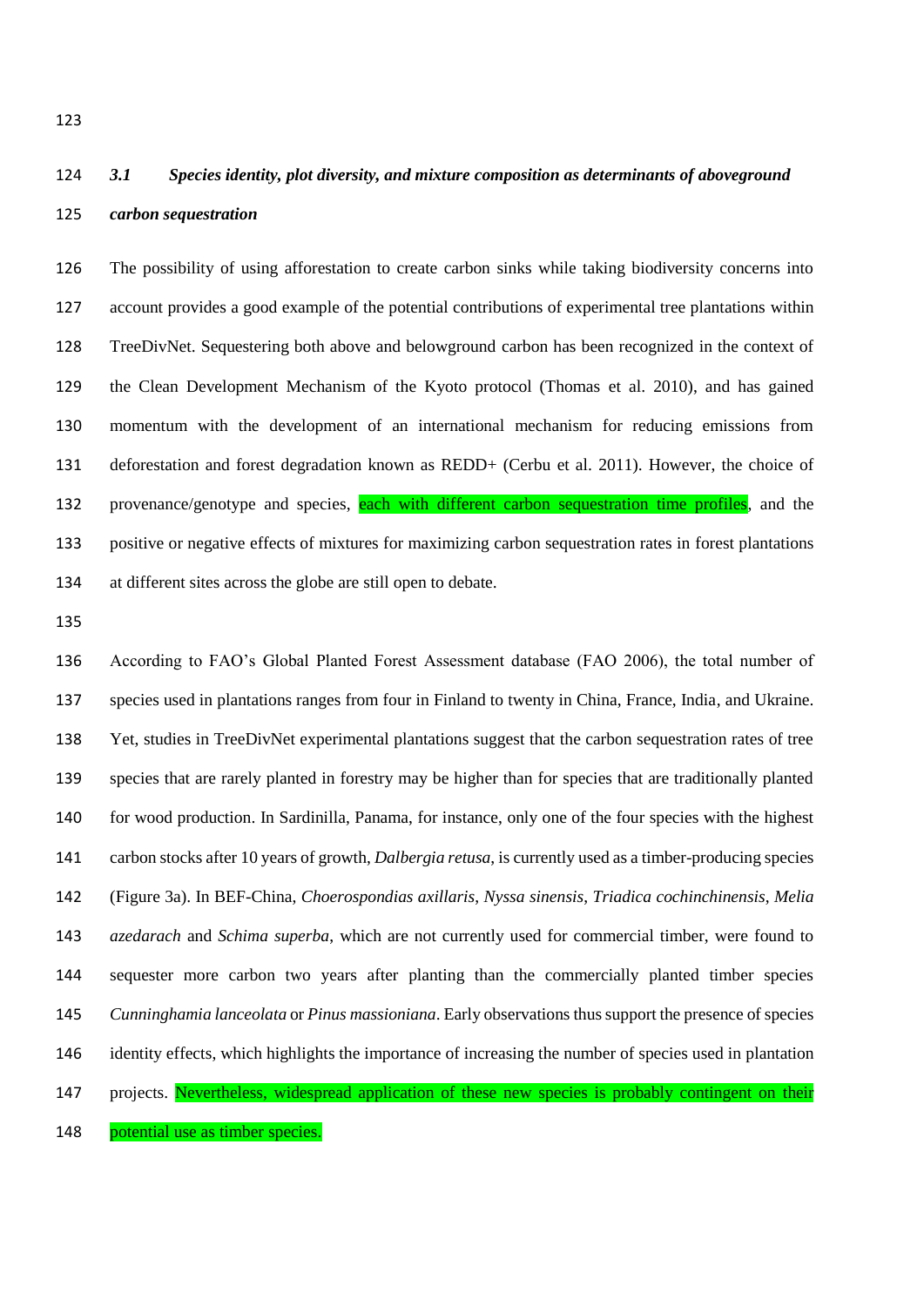### *3.1 Species identity, plot diversity, and mixture composition as determinants of aboveground carbon sequestration*

The possibility of using afforestation to create carbon sinks while taking biodiversity concerns into account provides a good example of the potential contributions of experimental tree plantations within TreeDivNet. Sequestering both above and belowground carbon has been recognized in the context of the Clean Development Mechanism of the Kyoto protocol (Thomas et al. 2010), and has gained momentum with the development of an international mechanism for reducing emissions from deforestation and forest degradation known as REDD+ (Cerbu et al. 2011). However, the choice of provenance/genotype and species, each with different carbon sequestration time profiles, and the positive or negative effects of mixtures for maximizing carbon sequestration rates in forest plantations at different sites across the globe are still open to debate.

According to FAO's Global Planted Forest Assessment database (FAO 2006), the total number of species used in plantations ranges from four in Finland to twenty in China, France, India, and Ukraine. Yet, studies in TreeDivNet experimental plantations suggest that the carbon sequestration rates of tree species that are rarely planted in forestry may be higher than for species that are traditionally planted for wood production. In Sardinilla, Panama, for instance, only one of the four species with the highest carbon stocks after 10 years of growth, *Dalbergia retusa*, is currently used as a timber-producing species (Figure 3a). In BEF-China, *Choerospondias axillaris*, *Nyssa sinensis*, *Triadica cochinchinensis*, *Melia azedarach* and *Schima superba*, which are not currently used for commercial timber, were found to sequester more carbon two years after planting than the commercially planted timber species *Cunninghamia lanceolata* or *Pinus massioniana*. Early observations thus support the presence of species identity effects, which highlights the importance of increasing the number of species used in plantation projects. Nevertheless, widespread application of these new species is probably contingent on their potential use as timber species.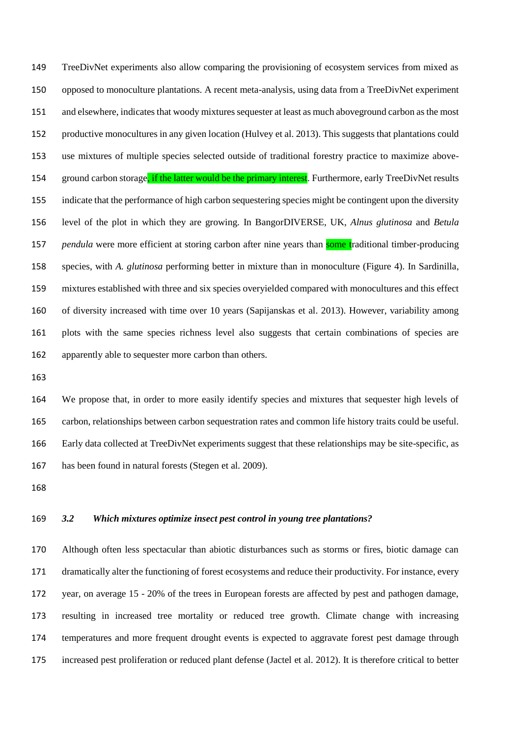TreeDivNet experiments also allow comparing the provisioning of ecosystem services from mixed as opposed to monoculture plantations. A recent meta-analysis, using data from a TreeDivNet experiment and elsewhere, indicates that woody mixtures sequester at least as much aboveground carbon as the most productive monocultures in any given location (Hulvey et al. 2013). This suggests that plantations could use mixtures of multiple species selected outside of traditional forestry practice to maximize above-ground carbon storage, if the latter would be the primary interest. Furthermore, early TreeDivNet results indicate that the performance of high carbon sequestering species might be contingent upon the diversity level of the plot in which they are growing. In BangorDIVERSE, UK, *Alnus glutinosa* and *Betula pendula* were more efficient at storing carbon after nine years than some traditional timber-producing species, with *A. glutinosa* performing better in mixture than in monoculture (Figure 4). In Sardinilla, mixtures established with three and six species overyielded compared with monocultures and this effect of diversity increased with time over 10 years (Sapijanskas et al. 2013). However, variability among plots with the same species richness level also suggests that certain combinations of species are apparently able to sequester more carbon than others.

We propose that, in order to more easily identify species and mixtures that sequester high levels of carbon, relationships between carbon sequestration rates and common life history traits could be useful. Early data collected at TreeDivNet experiments suggest that these relationships may be site-specific, as has been found in natural forests (Stegen et al. 2009).

### *3.2 Which mixtures optimize insect pest control in young tree plantations?*

Although often less spectacular than abiotic disturbances such as storms or fires, biotic damage can dramatically alter the functioning of forest ecosystems and reduce their productivity. For instance, every year, on average 15 - 20% of the trees in European forests are affected by pest and pathogen damage, resulting in increased tree mortality or reduced tree growth. Climate change with increasing temperatures and more frequent drought events is expected to aggravate forest pest damage through increased pest proliferation or reduced plant defense (Jactel et al. 2012). It is therefore critical to better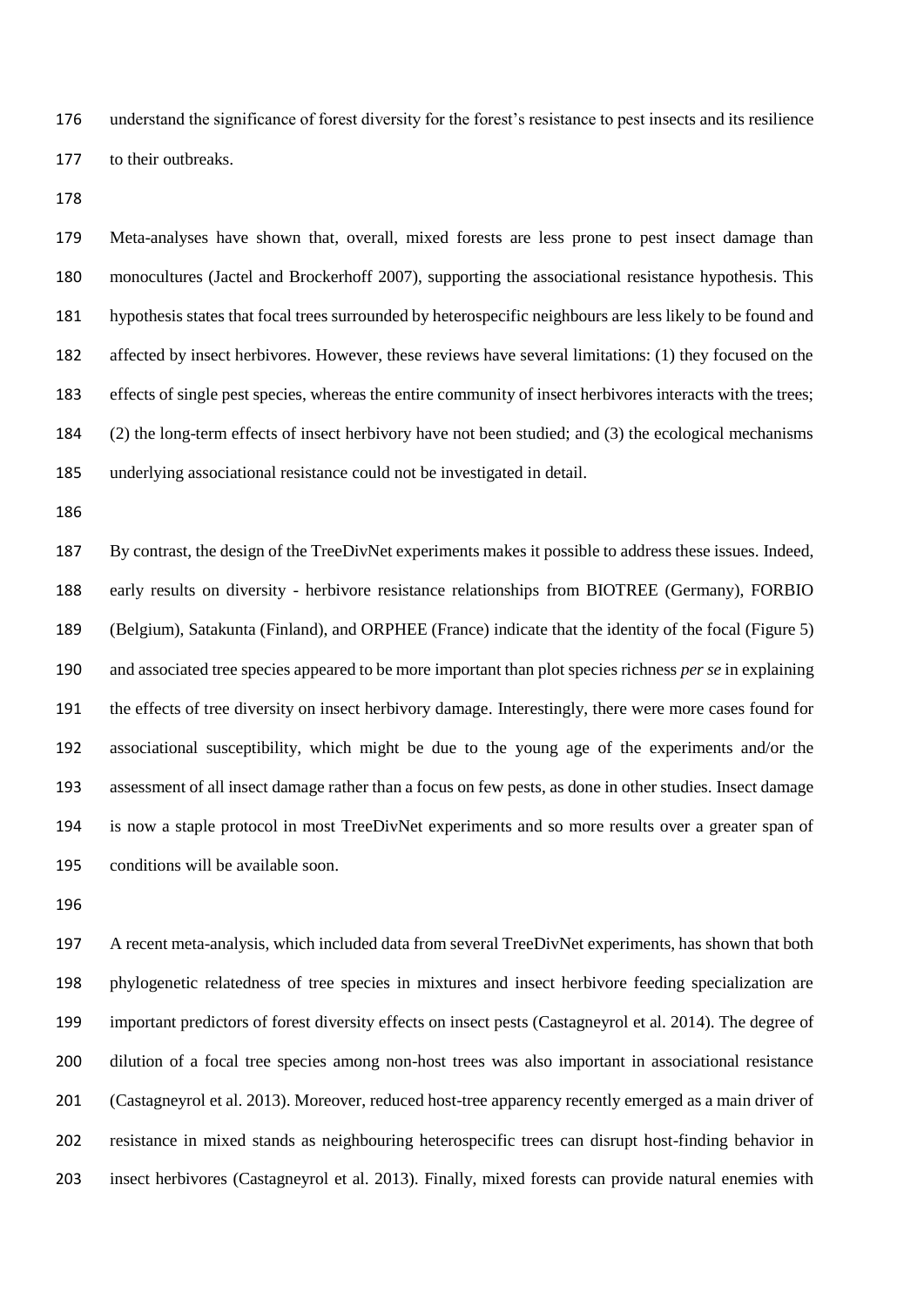understand the significance of forest diversity for the forest's resistance to pest insects and its resilience to their outbreaks.

Meta-analyses have shown that, overall, mixed forests are less prone to pest insect damage than monocultures (Jactel and Brockerhoff 2007), supporting the associational resistance hypothesis. This hypothesis states that focal trees surrounded by heterospecific neighbours are less likely to be found and affected by insect herbivores. However, these reviews have several limitations: (1) they focused on the effects of single pest species, whereas the entire community of insect herbivores interacts with the trees; (2) the long-term effects of insect herbivory have not been studied; and (3) the ecological mechanisms underlying associational resistance could not be investigated in detail.

By contrast, the design of the TreeDivNet experiments makes it possible to address these issues. Indeed, early results on diversity - herbivore resistance relationships from BIOTREE (Germany), FORBIO (Belgium), Satakunta (Finland), and ORPHEE (France) indicate that the identity of the focal (Figure 5) and associated tree species appeared to be more important than plot species richness *per se* in explaining the effects of tree diversity on insect herbivory damage. Interestingly, there were more cases found for associational susceptibility, which might be due to the young age of the experiments and/or the assessment of all insect damage rather than a focus on few pests, as done in other studies. Insect damage is now a staple protocol in most TreeDivNet experiments and so more results over a greater span of conditions will be available soon.

A recent meta-analysis, which included data from several TreeDivNet experiments, has shown that both phylogenetic relatedness of tree species in mixtures and insect herbivore feeding specialization are important predictors of forest diversity effects on insect pests (Castagneyrol et al. 2014). The degree of dilution of a focal tree species among non-host trees was also important in associational resistance (Castagneyrol et al. 2013). Moreover, reduced host-tree apparency recently emerged as a main driver of resistance in mixed stands as neighbouring heterospecific trees can disrupt host-finding behavior in insect herbivores (Castagneyrol et al. 2013). Finally, mixed forests can provide natural enemies with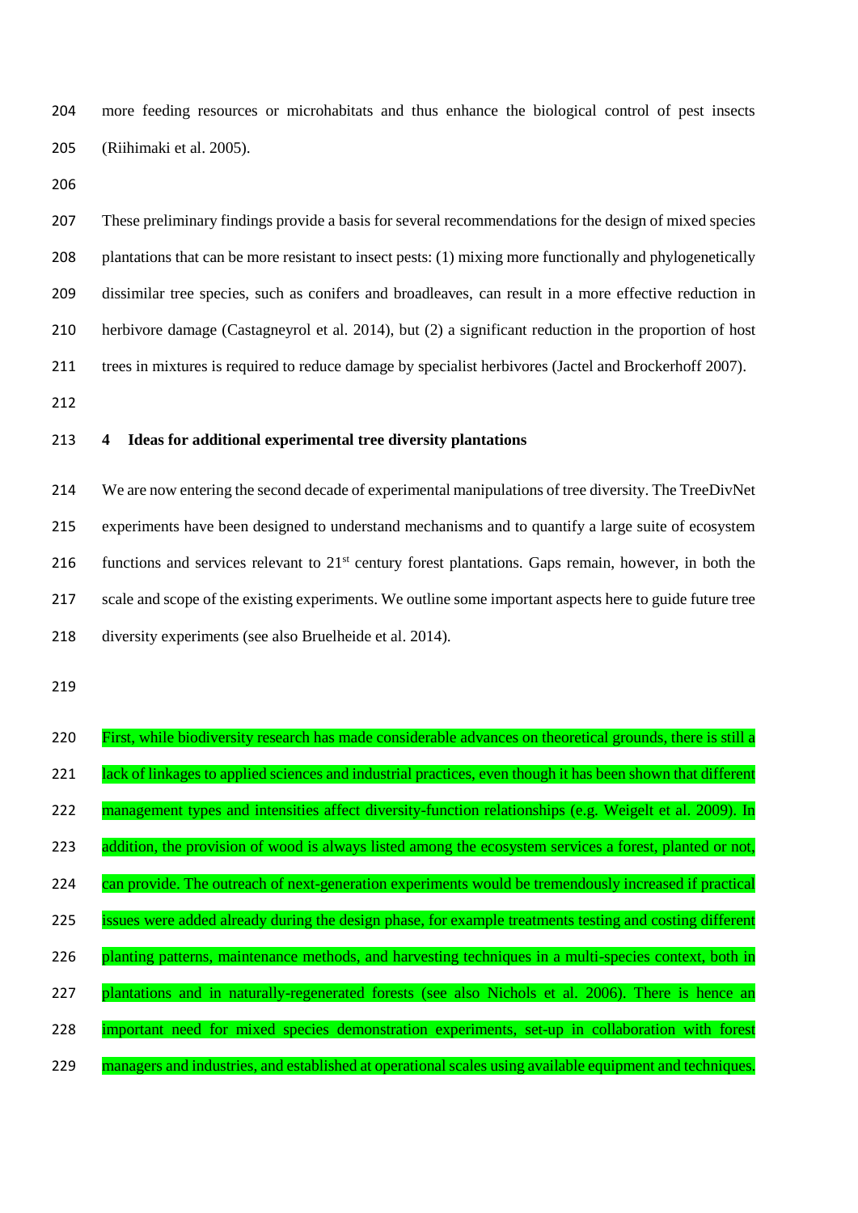more feeding resources or microhabitats and thus enhance the biological control of pest insects (Riihimaki et al. 2005).

These preliminary findings provide a basis for several recommendations for the design of mixed species plantations that can be more resistant to insect pests: (1) mixing more functionally and phylogenetically dissimilar tree species, such as conifers and broadleaves, can result in a more effective reduction in herbivore damage (Castagneyrol et al. 2014), but (2) a significant reduction in the proportion of host trees in mixtures is required to reduce damage by specialist herbivores (Jactel and Brockerhoff 2007).

## 4 Ideas for additional experimental tree diversity plantations

We are now entering the second decade of experimental manipulations of tree diversity. The TreeDivNet experiments have been designed to understand mechanisms and to quantify a large suite of ecosystem functions and services relevant to 21st century forest plantations. Gaps remain, however, in both the scale and scope of the existing experiments. We outline some important aspects here to guide future tree diversity experiments (see also Bruelheide et al. 2014).

First, while biodiversity research has made considerable advances on theoretical grounds, there is still a lack of linkages to applied sciences and industrial practices, even though it has been shown that different management types and intensities affect diversity-function relationships (e.g. Weigelt et al. 2009). In addition, the provision of wood is always listed among the ecosystem services a forest, planted or not, can provide. The outreach of next-generation experiments would be tremendously increased if practical issues were added already during the design phase, for example treatments testing and costing different planting patterns, maintenance methods, and harvesting techniques in a multi-species context, both in plantations and in naturally-regenerated forests (see also Nichols et al. 2006). There is hence an important need for mixed species demonstration experiments, set-up in collaboration with forest managers and industries, and established at operational scales using available equipment and techniques.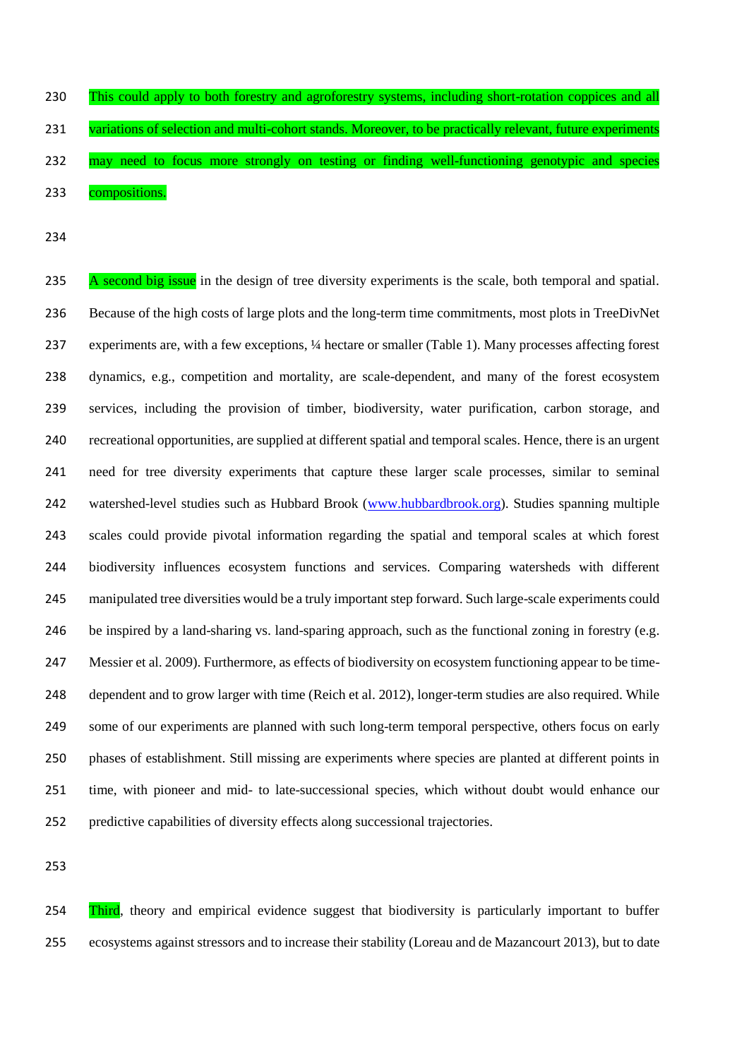This could apply to both forestry and agroforestry systems, including short-rotation coppices and all variations of selection and multi-cohort stands. Moreover, to be practically relevant, future experiments may need to focus more strongly on testing or finding well-functioning genotypic and species compositions.

A second big issue in the design of tree diversity experiments is the scale, both temporal and spatial. Because of the high costs of large plots and the long-term time commitments, most plots in TreeDivNet experiments are, with a few exceptions, ¼ hectare or smaller (Table 1). Many processes affecting forest dynamics, e.g., competition and mortality, are scale-dependent, and many of the forest ecosystem services, including the provision of timber, biodiversity, water purification, carbon storage, and recreational opportunities, are supplied at different spatial and temporal scales. Hence, there is an urgent need for tree diversity experiments that capture these larger scale processes, similar to seminal watershed-level studies such as Hubbard Brook (www.hubbardbrook.org). Studies spanning multiple scales could provide pivotal information regarding the spatial and temporal scales at which forest biodiversity influences ecosystem functions and services. Comparing watersheds with different manipulated tree diversities would be a truly important step forward. Such large-scale experiments could be inspired by a land-sharing vs. land-sparing approach, such as the functional zoning in forestry (e.g. Messier et al. 2009). Furthermore, as effects of biodiversity on ecosystem functioning appear to be time-dependent and to grow larger with time (Reich et al. 2012), longer-term studies are also required. While some of our experiments are planned with such long-term temporal perspective, others focus on early phases of establishment. Still missing are experiments where species are planted at different points in time, with pioneer and mid- to late-successional species, which without doubt would enhance our predictive capabilities of diversity effects along successional trajectories.

Third, theory and empirical evidence suggest that biodiversity is particularly important to buffer ecosystems against stressors and to increase their stability (Loreau and de Mazancourt 2013), but to date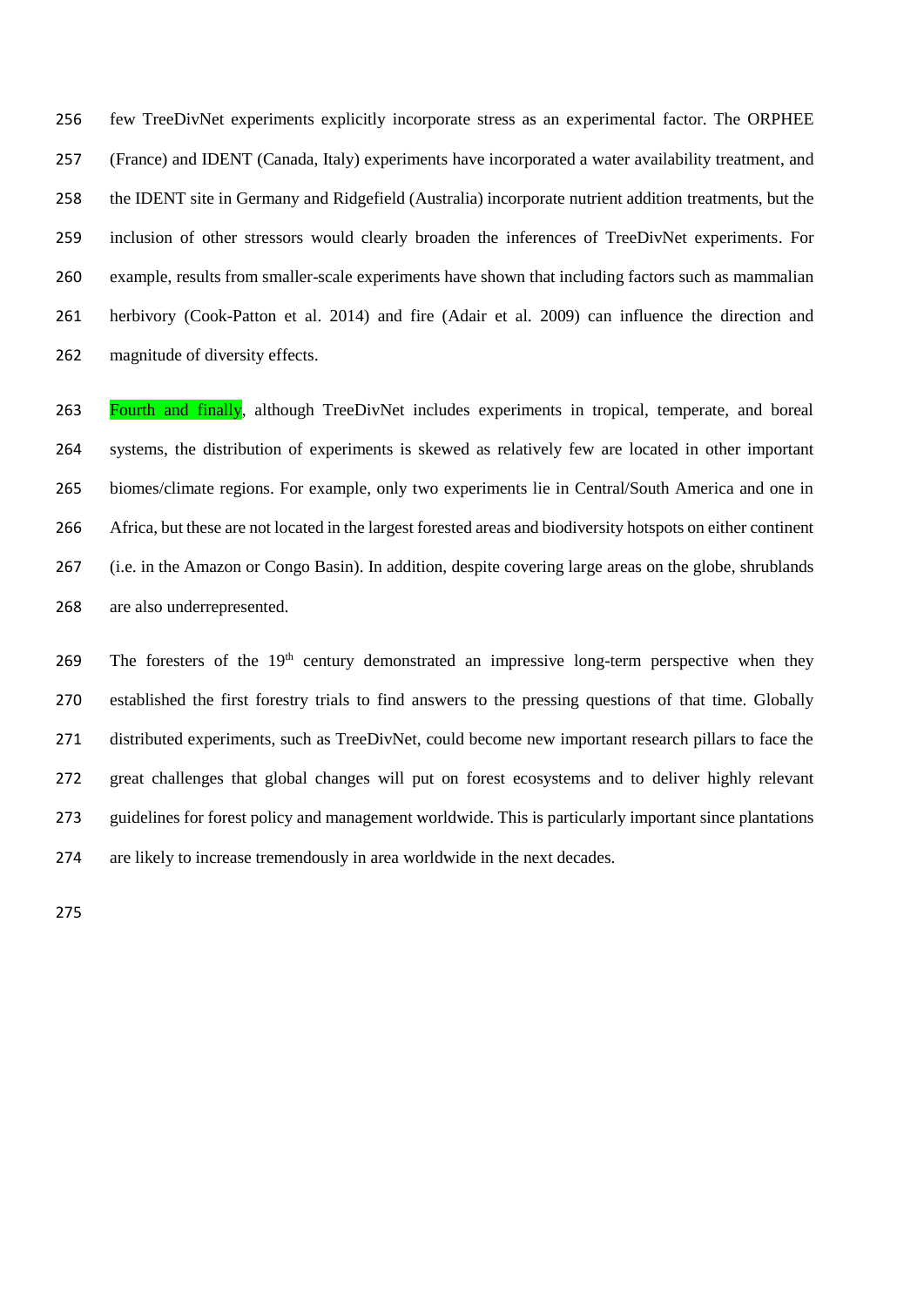few TreeDivNet experiments explicitly incorporate stress as an experimental factor. The ORPHEE (France) and IDENT (Canada, Italy) experiments have incorporated a water availability treatment, and the IDENT site in Germany and Ridgefield (Australia) incorporate nutrient addition treatments, but the inclusion of other stressors would clearly broaden the inferences of TreeDivNet experiments. For example, results from smaller-scale experiments have shown that including factors such as mammalian herbivory (Cook-Patton et al. 2014) and fire (Adair et al. 2009) can influence the direction and magnitude of diversity effects.

Fourth and finally, although TreeDivNet includes experiments in tropical, temperate, and boreal systems, the distribution of experiments is skewed as relatively few are located in other important biomes/climate regions. For example, only two experiments lie in Central/South America and one in Africa, but these are not located in the largest forested areas and biodiversity hotspots on either continent (i.e. in the Amazon or Congo Basin). In addition, despite covering large areas on the globe, shrublands are also underrepresented.

The foresters of the 19th century demonstrated an impressive long-term perspective when they established the first forestry trials to find answers to the pressing questions of that time. Globally distributed experiments, such as TreeDivNet, could become new important research pillars to face the great challenges that global changes will put on forest ecosystems and to deliver highly relevant guidelines for forest policy and management worldwide. This is particularly important since plantations are likely to increase tremendously in area worldwide in the next decades.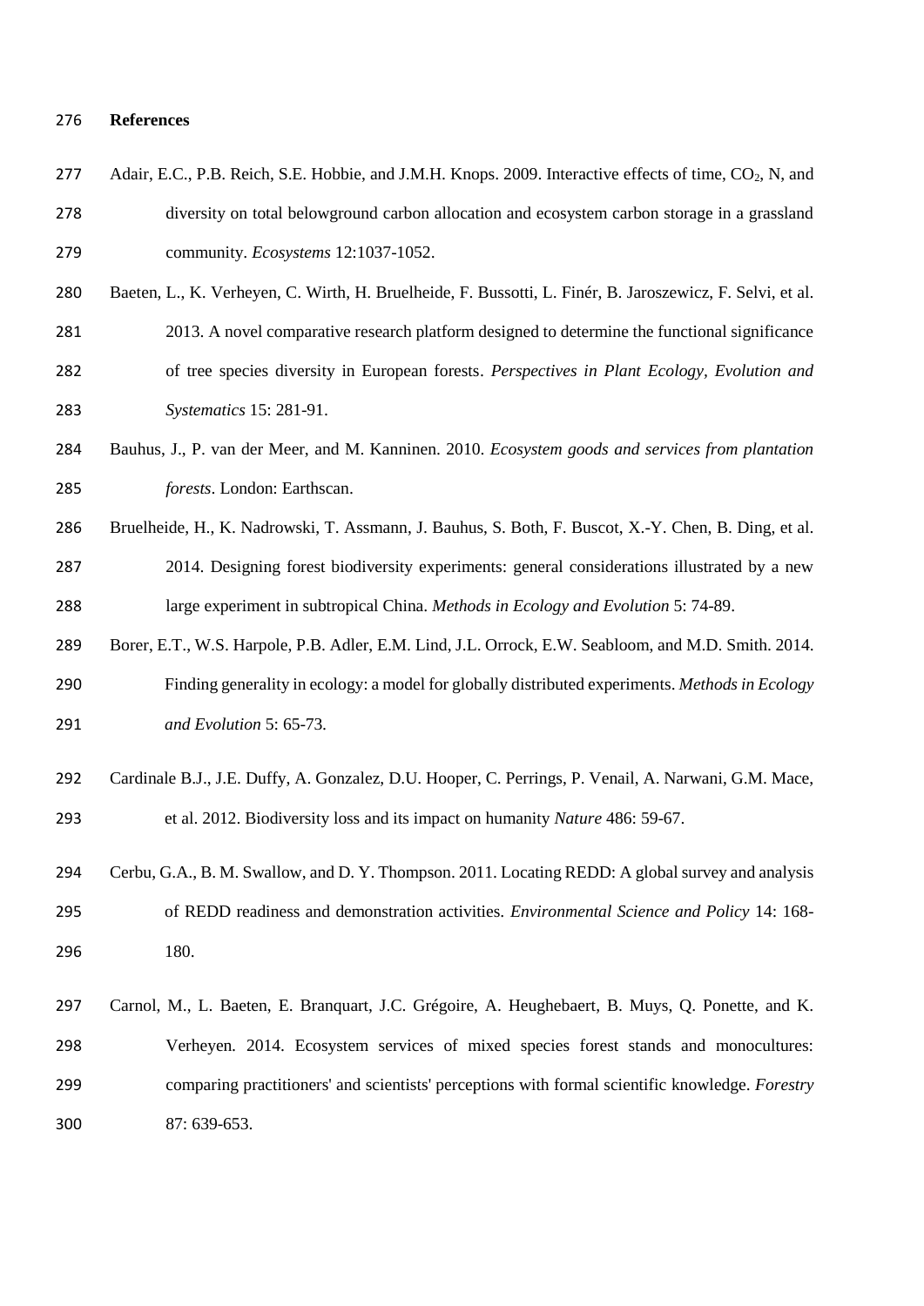## References

Adair, E.C., P.B. Reich, S.E. Hobbie, and J.M.H. Knops. 2009. Interactive effects of time, $CO_2$, N, and diversity on total belowground carbon allocation and ecosystem carbon storage in a grassland community. *Ecosystems* 12:1037-1052.

Baeten, L., K. Verheyen, C. Wirth, H. Bruelheide, F. Bussotti, L. Finér, B. Jaroszewicz, F. Selvi, et al. 2013. A novel comparative research platform designed to determine the functional significance of tree species diversity in European forests. *Perspectives in Plant Ecology, Evolution and Systematics* 15: 281-91.

Bauhus, J., P. van der Meer, and M. Kanninen. 2010. *Ecosystem goods and services from plantation forests*. London: Earthscan.

Bruelheide, H., K. Nadrowski, T. Assmann, J. Bauhus, S. Both, F. Buscot, X.-Y. Chen, B. Ding, et al. 2014. Designing forest biodiversity experiments: general considerations illustrated by a new large experiment in subtropical China. *Methods in Ecology and Evolution* 5: 74-89.

Borer, E.T., W.S. Harpole, P.B. Adler, E.M. Lind, J.L. Orrock, E.W. Seabloom, and M.D. Smith. 2014. Finding generality in ecology: a model for globally distributed experiments. *Methods in Ecology and Evolution* 5: 65-73.

Cardinale B.J., J.E. Duffy, A. Gonzalez, D.U. Hooper, C. Perrings, P. Venail, A. Narwani, G.M. Mace, et al. 2012. Biodiversity loss and its impact on humanity *Nature* 486: 59-67.

Cerbu, G.A., B. M. Swallow, and D. Y. Thompson. 2011. Locating REDD: A global survey and analysis of REDD readiness and demonstration activities. *Environmental Science and Policy* 14: 168-180.

Carnol, M., L. Baeten, E. Branquart, J.C. Grégoire, A. Heughebaert, B. Muys, Q. Ponette, and K. Verheyen. 2014. Ecosystem services of mixed species forest stands and monocultures: comparing practitioners' and scientists' perceptions with formal scientific knowledge. *Forestry* 87: 639-653.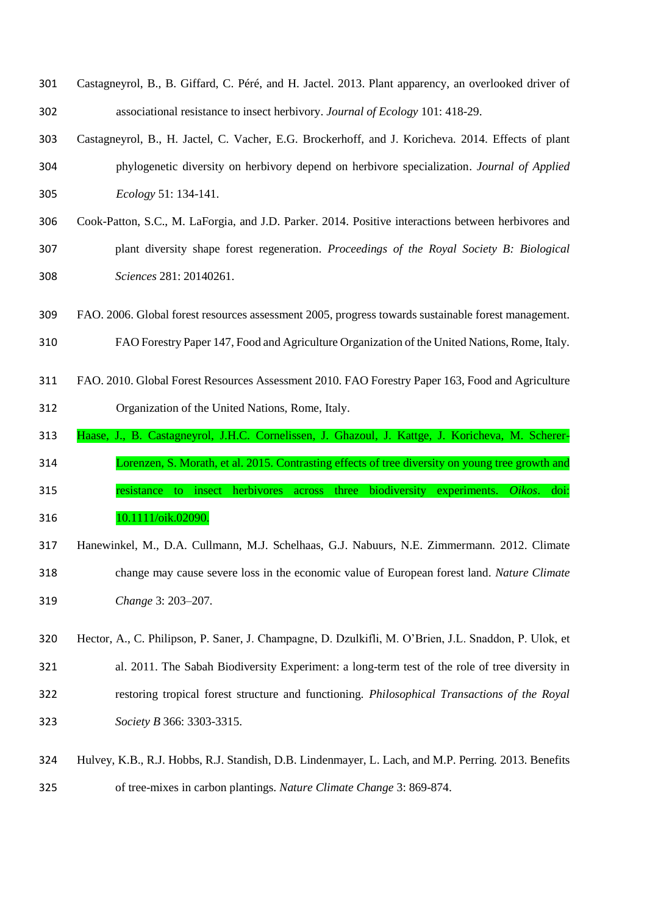Castagneyrol, B., B. Giffard, C. Péré, and H. Jactel. 2013. Plant apparency, an overlooked driver of associational resistance to insect herbivory. *Journal of Ecology* 101: 418-29.

Castagneyrol, B., H. Jactel, C. Vacher, E.G. Brockerhoff, and J. Koricheva. 2014. Effects of plant phylogenetic diversity on herbivory depend on herbivore specialization. *Journal of Applied Ecology* 51: 134-141.

Cook-Patton, S.C., M. LaForgia, and J.D. Parker. 2014. Positive interactions between herbivores and plant diversity shape forest regeneration. *Proceedings of the Royal Society B: Biological Sciences* 281: 20140261.

FAO. 2006. Global forest resources assessment 2005, progress towards sustainable forest management. FAO Forestry Paper 147, Food and Agriculture Organization of the United Nations, Rome, Italy.

FAO. 2010. Global Forest Resources Assessment 2010. FAO Forestry Paper 163, Food and Agriculture Organization of the United Nations, Rome, Italy.

Haase, J., B. Castagneyrol, J.H.C. Cornelissen, J. Ghazoul, J. Kattge, J. Koricheva, M. Scherer-Lorenzen, S. Morath, et al. 2015. Contrasting effects of tree diversity on young tree growth and resistance to insect herbivores across three biodiversity experiments. *Oikos*. doi: 10.1111/oik.02090.

Hanewinkel, M., D.A. Cullmann, M.J. Schelhaas, G.J. Nabuurs, N.E. Zimmermann. 2012. Climate change may cause severe loss in the economic value of European forest land. *Nature Climate Change* 3: 203–207.

Hector, A., C. Philipson, P. Saner, J. Champagne, D. Dzulkifli, M. O'Brien, J.L. Snaddon, P. Ulok, et al. 2011. The Sabah Biodiversity Experiment: a long-term test of the role of tree diversity in restoring tropical forest structure and functioning. *Philosophical Transactions of the Royal Society B* 366: 3303-3315.

Hulvey, K.B., R.J. Hobbs, R.J. Standish, D.B. Lindenmayer, L. Lach, and M.P. Perring. 2013. Benefits of tree-mixes in carbon plantings. *Nature Climate Change* 3: 869-874.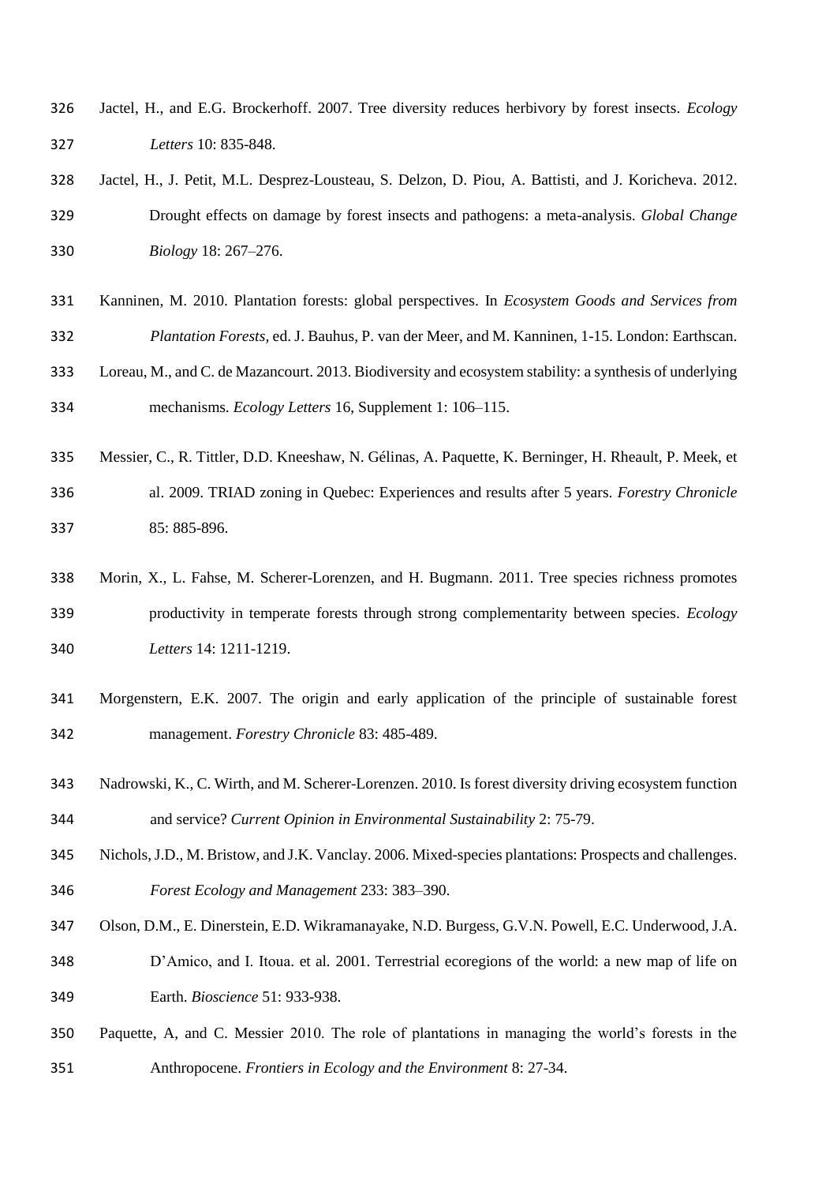Jactel, H., and E.G. Brockerhoff. 2007. Tree diversity reduces herbivory by forest insects. *Ecology Letters* 10: 835-848.

Jactel, H., J. Petit, M.L. Desprez-Lousteau, S. Delzon, D. Piou, A. Battisti, and J. Koricheva. 2012. Drought effects on damage by forest insects and pathogens: a meta-analysis. *Global Change Biology* 18: 267–276.

Kanninen, M. 2010. Plantation forests: global perspectives. In *Ecosystem Goods and Services from Plantation Forests*, ed. J. Bauhus, P. van der Meer, and M. Kanninen, 1-15. London: Earthscan.

Loreau, M., and C. de Mazancourt. 2013. Biodiversity and ecosystem stability: a synthesis of underlying mechanisms. *Ecology Letters* 16, Supplement 1: 106–115.

Messier, C., R. Tittler, D.D. Kneeshaw, N. Gélinas, A. Paquette, K. Berninger, H. Rheault, P. Meek, et al. 2009. TRIAD zoning in Quebec: Experiences and results after 5 years. *Forestry Chronicle* 85: 885-896.

Morin, X., L. Fahse, M. Scherer-Lorenzen, and H. Bugmann. 2011. Tree species richness promotes productivity in temperate forests through strong complementarity between species. *Ecology Letters* 14: 1211-1219.

Morgenstern, E.K. 2007. The origin and early application of the principle of sustainable forest management. *Forestry Chronicle* 83: 485-489.

Nadrowski, K., C. Wirth, and M. Scherer-Lorenzen. 2010. Is forest diversity driving ecosystem function and service? *Current Opinion in Environmental Sustainability* 2: 75-79.

Nichols, J.D., M. Bristow, and J.K. Vanclay. 2006. Mixed-species plantations: Prospects and challenges. *Forest Ecology and Management* 233: 383–390.

Olson, D.M., E. Dinerstein, E.D. Wikramanayake, N.D. Burgess, G.V.N. Powell, E.C. Underwood, J.A. D'Amico, and I. Itoua. et al. 2001. Terrestrial ecoregions of the world: a new map of life on Earth. *Bioscience* 51: 933-938.

Paquette, A, and C. Messier 2010. The role of plantations in managing the world's forests in the Anthropocene. *Frontiers in Ecology and the Environment* 8: 27-34.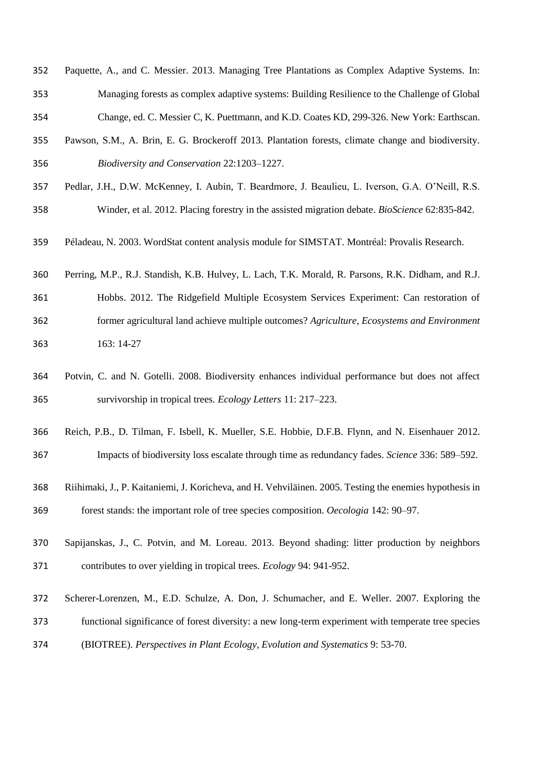Paquette, A., and C. Messier. 2013. Managing Tree Plantations as Complex Adaptive Systems. In: Managing forests as complex adaptive systems: Building Resilience to the Challenge of Global Change, ed. C. Messier C, K. Puettmann, and K.D. Coates KD, 299-326. New York: Earthscan.

Pawson, S.M., A. Brin, E. G. Brockeroff 2013. Plantation forests, climate change and biodiversity. *Biodiversity and Conservation* 22:1203–1227.

Pedlar, J.H., D.W. McKenney, I. Aubin, T. Beardmore, J. Beaulieu, L. Iverson, G.A. O'Neill, R.S. Winder, et al. 2012. Placing forestry in the assisted migration debate. *BioScience* 62:835-842.

Péladeau, N. 2003. WordStat content analysis module for SIMSTAT. Montréal: Provalis Research.

Perring, M.P., R.J. Standish, K.B. Hulvey, L. Lach, T.K. Morald, R. Parsons, R.K. Didham, and R.J. Hobbs. 2012. The Ridgefield Multiple Ecosystem Services Experiment: Can restoration of former agricultural land achieve multiple outcomes? *Agriculture, Ecosystems and Environment* 163: 14-27

Potvin, C. and N. Gotelli. 2008. Biodiversity enhances individual performance but does not affect survivorship in tropical trees. *Ecology Letters* 11: 217–223.

Reich, P.B., D. Tilman, F. Isbell, K. Mueller, S.E. Hobbie, D.F.B. Flynn, and N. Eisenhauer 2012. Impacts of biodiversity loss escalate through time as redundancy fades. *Science* 336: 589–592.

Riihimaki, J., P. Kaitaniemi, J. Koricheva, and H. Vehviläinen. 2005. Testing the enemies hypothesis in forest stands: the important role of tree species composition. *Oecologia* 142: 90–97.

Sapijanskas, J., C. Potvin, and M. Loreau. 2013. Beyond shading: litter production by neighbors contributes to over yielding in tropical trees. *Ecology* 94: 941-952.

Scherer-Lorenzen, M., E.D. Schulze, A. Don, J. Schumacher, and E. Weller. 2007. Exploring the functional significance of forest diversity: a new long-term experiment with temperate tree species (BIOTREE). *Perspectives in Plant Ecology, Evolution and Systematics* 9: 53-70.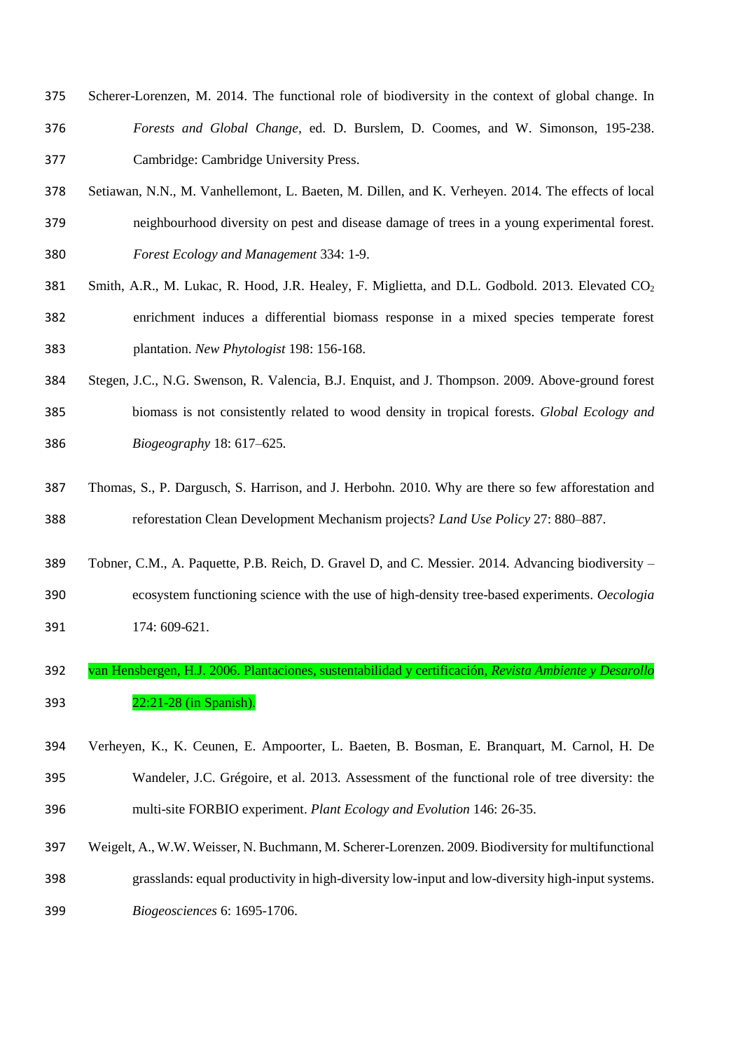Scherer-Lorenzen, M. 2014. The functional role of biodiversity in the context of global change. In *Forests and Global Change,* ed. D. Burslem, D. Coomes, and W. Simonson, 195-238. Cambridge: Cambridge University Press.

Setiawan, N.N., M. Vanhellemont, L. Baeten, M. Dillen, and K. Verheyen. 2014. The effects of local neighbourhood diversity on pest and disease damage of trees in a young experimental forest. *Forest Ecology and Management* 334: 1-9.

Smith, A.R., M. Lukac, R. Hood, J.R. Healey, F. Miglietta, and D.L. Godbold. 2013. Elevated $CO_2$ enrichment induces a differential biomass response in a mixed species temperate forest plantation. *New Phytologist* 198: 156-168.

Stegen, J.C., N.G. Swenson, R. Valencia, B.J. Enquist, and J. Thompson. 2009. Above-ground forest biomass is not consistently related to wood density in tropical forests. *Global Ecology and Biogeography* 18: 617–625.

Thomas, S., P. Dargusch, S. Harrison, and J. Herbohn. 2010. Why are there so few afforestation and reforestation Clean Development Mechanism projects? *Land Use Policy* 27: 880–887.

Tobner, C.M., A. Paquette, P.B. Reich, D. Gravel D, and C. Messier. 2014. Advancing biodiversity – ecosystem functioning science with the use of high-density tree-based experiments. *Oecologia* 174: 609-621.

van Hensbergen, H.J. 2006. Plantaciones, sustentabilidad y certificación, *Revista Ambiente y Desarollo* 22:21-28 (in Spanish).

Verheyen, K., K. Ceunen, E. Ampoorter, L. Baeten, B. Bosman, E. Branquart, M. Carnol, H. De Wandeler, J.C. Grégoire, et al. 2013. Assessment of the functional role of tree diversity: the multi-site FORBIO experiment. *Plant Ecology and Evolution* 146: 26-35.

Weigelt, A., W.W. Weisser, N. Buchmann, M. Scherer-Lorenzen. 2009. Biodiversity for multifunctional grasslands: equal productivity in high-diversity low-input and low-diversity high-input systems. *Biogeosciences* 6: 1695-1706.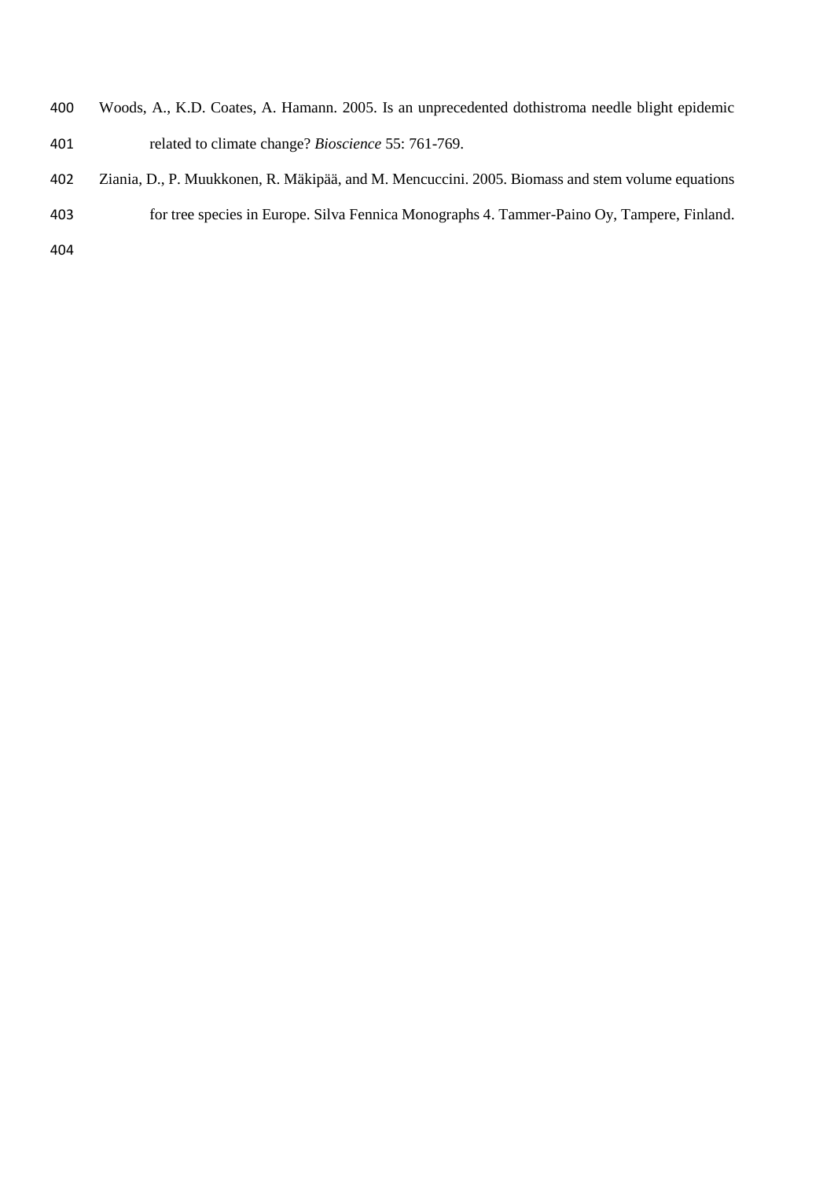Woods, A., K.D. Coates, A. Hamann. 2005. Is an unprecedented dothistroma needle blight epidemic related to climate change? *Bioscience* 55: 761-769.

Ziania, D., P. Muukkonen, R. Mäkipää, and M. Mencuccini. 2005. Biomass and stem volume equations for tree species in Europe. Silva Fennica Monographs 4. Tammer-Paino Oy, Tampere, Finland.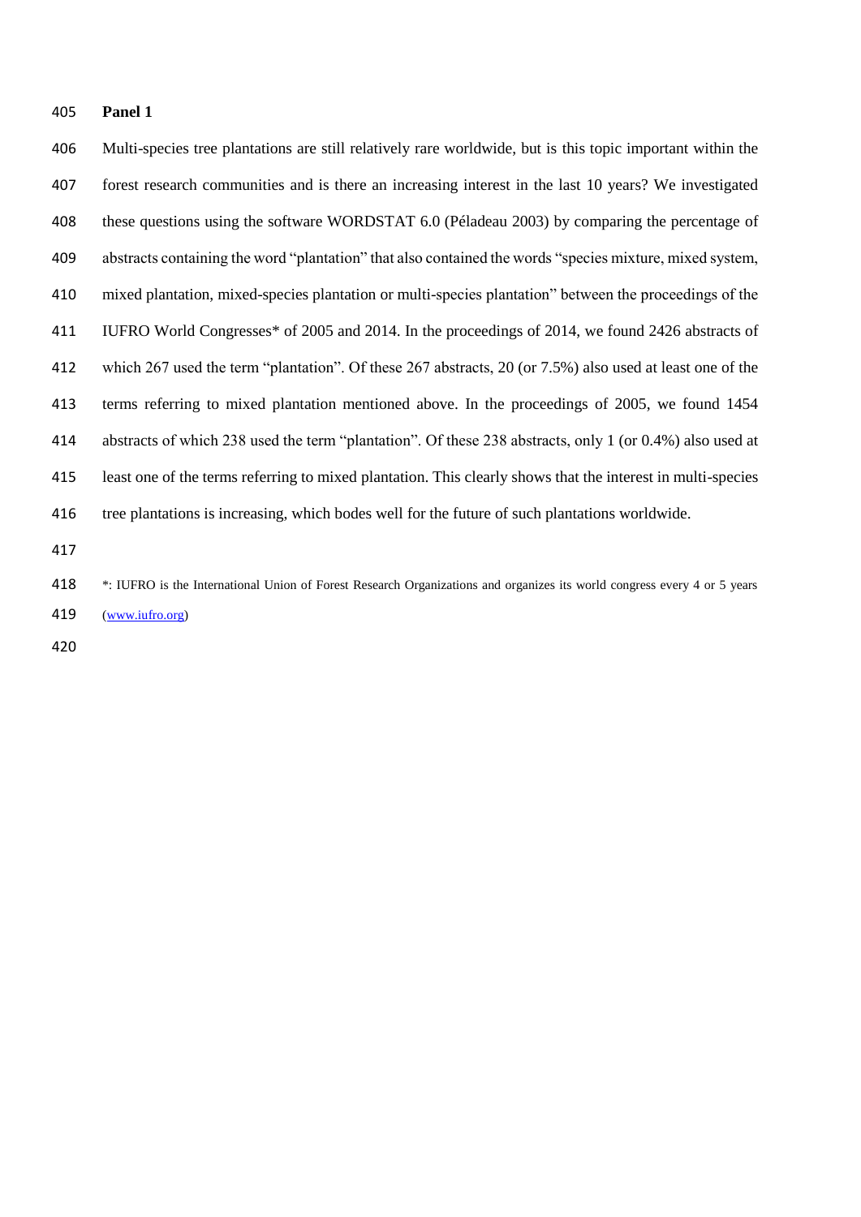**Panel 1**

Multi-species tree plantations are still relatively rare worldwide, but is this topic important within the forest research communities and is there an increasing interest in the last 10 years? We investigated these questions using the software WORDSTAT 6.0 (Péladeau 2003) by comparing the percentage of abstracts containing the word "plantation" that also contained the words "species mixture, mixed system, mixed plantation, mixed-species plantation or multi-species plantation" between the proceedings of the IUFRO World Congresses* of 2005 and 2014. In the proceedings of 2014, we found 2426 abstracts of which 267 used the term "plantation". Of these 267 abstracts, 20 (or 7.5%) also used at least one of the terms referring to mixed plantation mentioned above. In the proceedings of 2005, we found 1454 abstracts of which 238 used the term "plantation". Of these 238 abstracts, only 1 (or 0.4%) also used at least one of the terms referring to mixed plantation. This clearly shows that the interest in multi-species tree plantations is increasing, which bodes well for the future of such plantations worldwide.

*: IUFRO is the International Union of Forest Research Organizations and organizes its world congress every 4 or 5 years (www.iufro.org)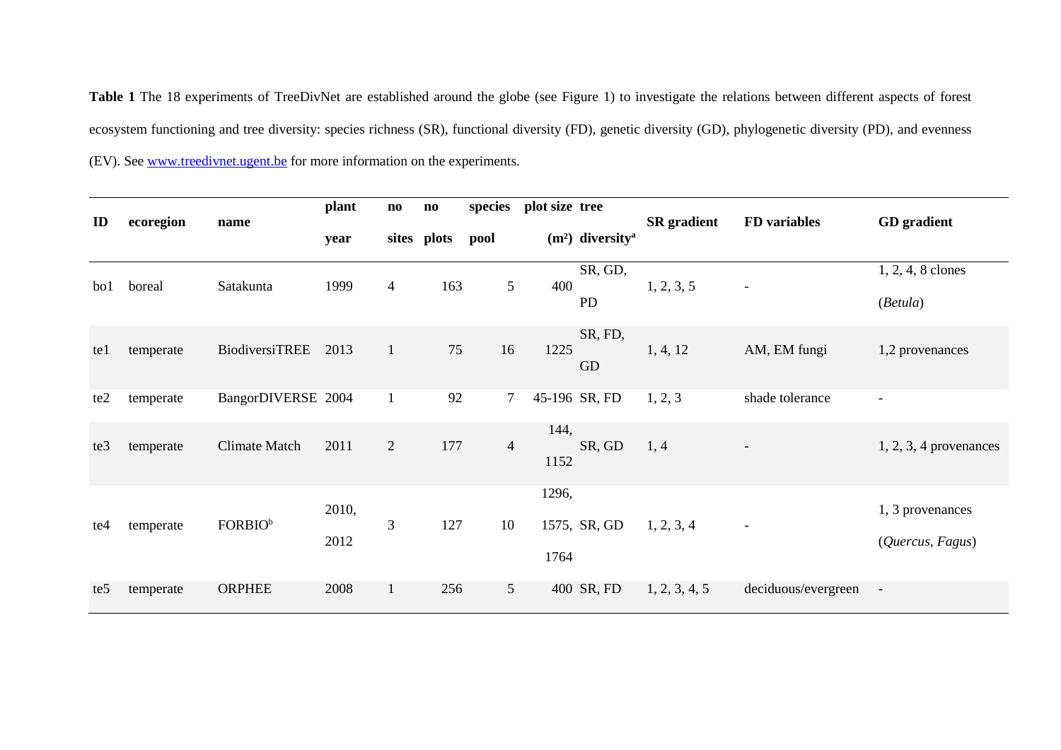**Table 1** The 18 experiments of TreeDivNet are established around the globe (see Figure 1) to investigate the relations between different aspects of forest ecosystem functioning and tree diversity: species richness (SR), functional diversity (FD), genetic diversity (GD), phylogenetic diversity (PD), and evenness (EV). See www.treedivnet.ugent.be for more information on the experiments.

| ID | ecoregion | name | plant year | no sites | no plots | species pool | plot size (m²) | tree diversity[a] | SR gradient | FD variables | GD gradient |
|---|---|---|---|---|---|---|---|---|---|---|---|
| bo1 | boreal | Satakunta | 1999 | 4 | 163 | 5 | 400 | SR, GD, PD | 1, 2, 3, 5 | - | 1, 2, 4, 8 clones (*Betula*) |
| te1 | temperate | BiodiversiTREE | 2013 | 1 | 75 | 16 | 1225 | SR, FD, GD | 1, 4, 12 | AM, EM fungi | 1,2 provenances |
| te2 | temperate | BangorDIVERSE | 2004 | 1 | 92 | 7 | 45-196 | SR, FD | 1, 2, 3 | shade tolerance | - |
| te3 | temperate | Climate Match | 2011 | 2 | 177 | 4 | 144, 1152 | SR, GD | 1, 4 | - | 1, 2, 3, 4 provenances |
| te4 | temperate | FORBIO[b] | 2010, 2012 | 3 | 127 | 10 | 1296, 1575, 1764 | SR, GD | 1, 2, 3, 4 | - | 1, 3 provenances (*Quercus, Fagus*) |
| te5 | temperate | ORPHEE | 2008 | 1 | 256 | 5 | 400 | SR, FD | 1, 2, 3, 4, 5 | deciduous/evergreen | - |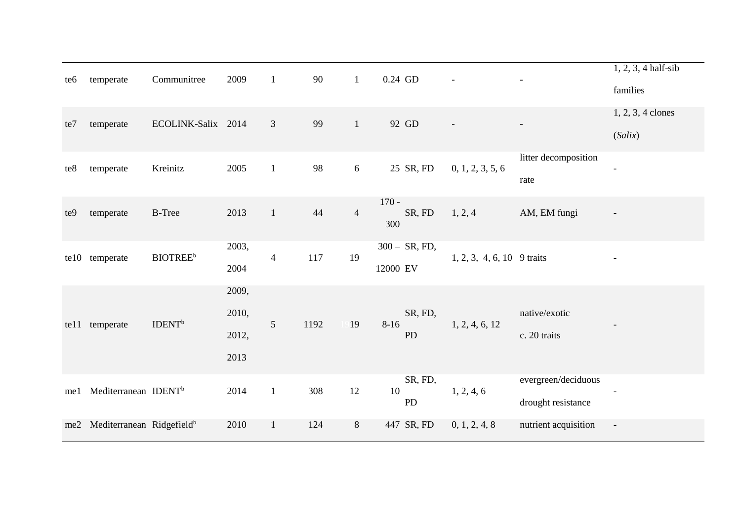| | | | | | | | | | | | |
|---|---|---|---|---|---|---|---|---|---|---|---|
| te6 | temperate | Communitree | 2009 | 1 | 90 | 1 | 0.24 | GD | - | - | 1, 2, 3, 4 half-sib families |
| te7 | temperate | ECOLINK-Salix | 2014 | 3 | 99 | 1 | 92 | GD | - | - | 1, 2, 3, 4 clones (*Salix*) |
| te8 | temperate | Kreinitz | 2005 | 1 | 98 | 6 | 25 | SR, FD | 0, 1, 2, 3, 5, 6 | litter decomposition rate | - |
| te9 | temperate | B-Tree | 2013 | 1 | 44 | 4 | 170 - 300 | SR, FD | 1, 2, 4 | AM, EM fungi | - |
| te10 | temperate | BIOTREE[b] | 2003, 2004 | 4 | 117 | 19 | 300 – 12000 | SR, FD, EV | 1, 2, 3, 4, 6, 10 | 9 traits | - |
| te11 | temperate | IDENT[b] | 2009, 2010, 2012, 2013 | 5 | 1192 | 19 | 8-16 | SR, FD, PD | 1, 2, 4, 6, 12 | native/exotic c. 20 traits | - |
| me1 | Mediterranean | IDENT[b] | 2014 | 1 | 308 | 12 | 10 | SR, FD, PD | 1, 2, 4, 6 | evergreen/deciduous drought resistance | - |
| me2 | Mediterranean | Ridgefield[b] | 2010 | 1 | 124 | 8 | 447 | SR, FD | 0, 1, 2, 4, 8 | nutrient acquisition | - |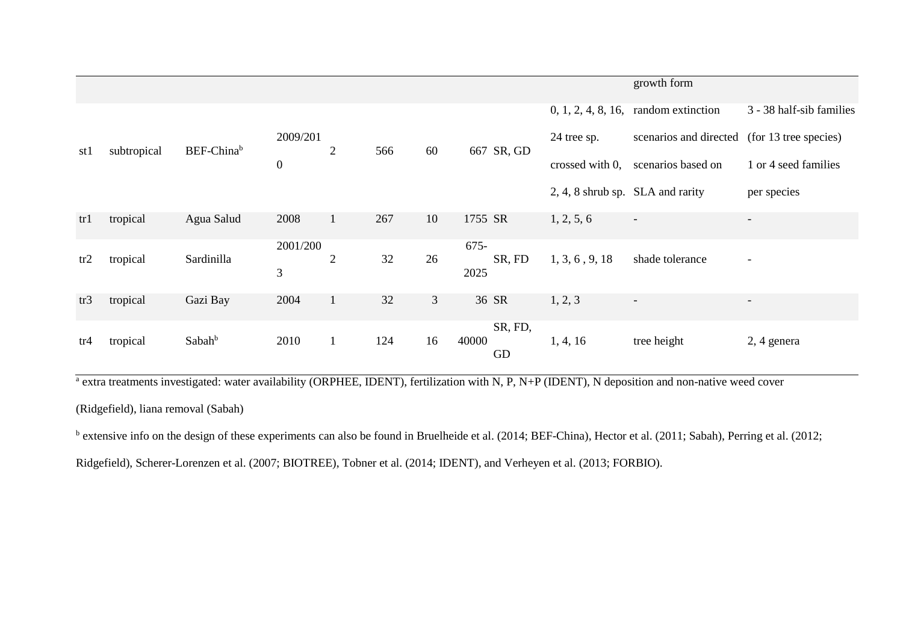| | | | | | | | | | | | |
|---|---|---|---|---|---|---|---|---|---|---|---|
| | | | | | | | | | | growth form | |
| st1 | subtropical | BEF-China[b] | 2009/2010 | 2 | 566 | 60 | 667 | SR, GD | 0, 1, 2, 4, 8, 16, 24 tree sp. crossed with 0, 2, 4, 8 shrub sp. | random extinction scenarios and directed scenarios based on SLA and rarity | 3 - 38 half-sib families (for 13 tree species) 1 or 4 seed families per species |
| tr1 | tropical | Agua Salud | 2008 | 1 | 267 | 10 | 1755 | SR | 1, 2, 5, 6 | - | - |
| tr2 | tropical | Sardinilla | 2001/2003 | 2 | 32 | 26 | 675-2025 | SR, FD | 1, 3, 6 , 9, 18 | shade tolerance | - |
| tr3 | tropical | Gazi Bay | 2004 | 1 | 32 | 3 | 36 | SR | 1, 2, 3 | - | - |
| tr4 | tropical | Sabah[b] | 2010 | 1 | 124 | 16 | 40000 | SR, FD, GD | 1, 4, 16 | tree height | 2, 4 genera |

[a] extra treatments investigated: water availability (ORPHEE, IDENT), fertilization with N, P, N+P (IDENT), N deposition and non-native weed cover (Ridgefield), liana removal (Sabah)

[b] extensive info on the design of these experiments can also be found in Bruelheide et al. (2014; BEF-China), Hector et al. (2011; Sabah), Perring et al. (2012; Ridgefield), Scherer-Lorenzen et al. (2007; BIOTREE), Tobner et al. (2014; IDENT), and Verheyen et al. (2013; FORBIO).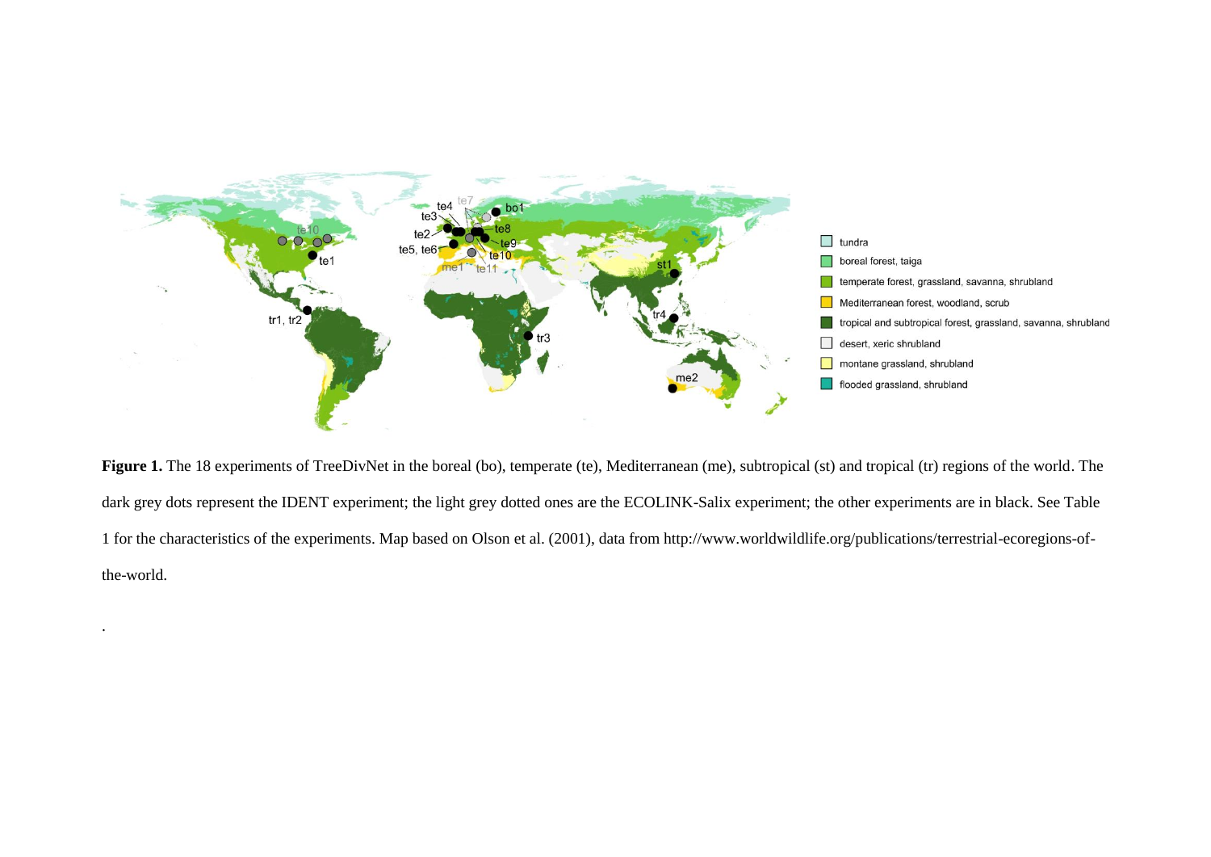**Figure 1.** The 18 experiments of TreeDivNet in the boreal (bo), temperate (te), Mediterranean (me), subtropical (st) and tropical (tr) regions of the world. The dark grey dots represent the IDENT experiment; the light grey dotted ones are the ECOLINK-Salix experiment; the other experiments are in black. See Table 1 for the characteristics of the experiments. Map based on Olson et al. (2001), data from http://www.worldwildlife.org/publications/terrestrial-ecoregions-of-the-world.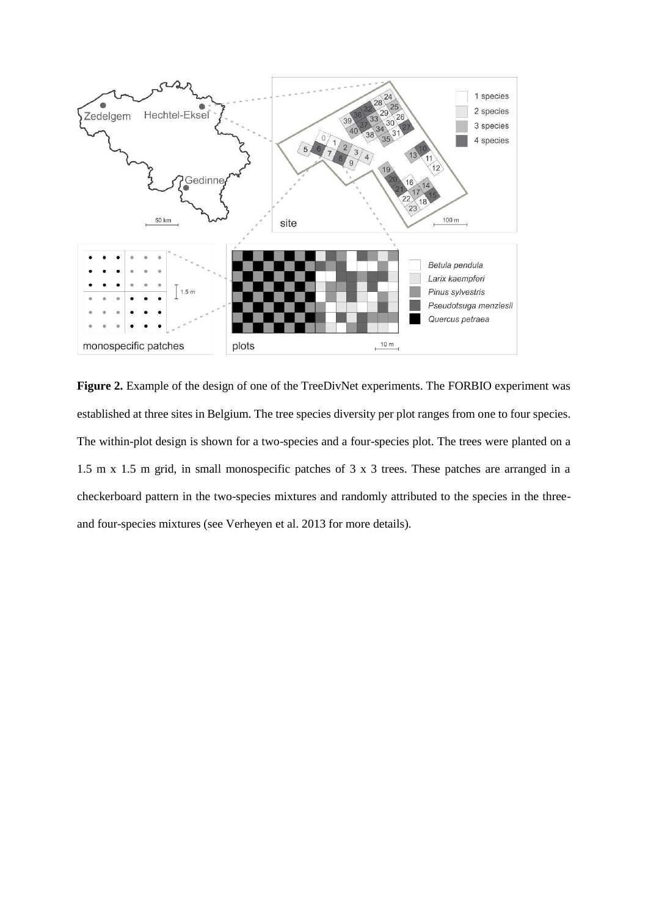**Figure 2.** Example of the design of one of the TreeDivNet experiments. The FORBIO experiment was established at three sites in Belgium. The tree species diversity per plot ranges from one to four species. The within-plot design is shown for a two-species and a four-species plot. The trees were planted on a 1.5 m x 1.5 m grid, in small monospecific patches of 3 x 3 trees. These patches are arranged in a checkerboard pattern in the two-species mixtures and randomly attributed to the species in the three- and four-species mixtures (see Verheyen et al. 2013 for more details).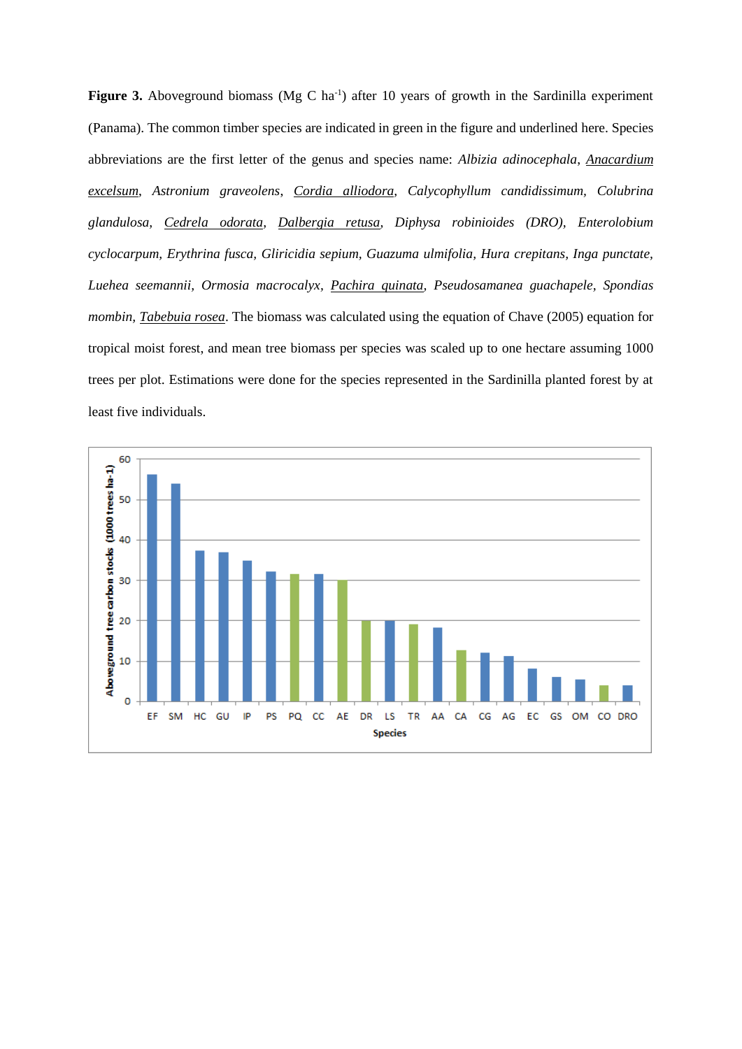**Figure 3.** Aboveground biomass (Mg C ha$^{-1}$) after 10 years of growth in the Sardinilla experiment (Panama). The common timber species are indicated in green in the figure and underlined here. Species abbreviations are the first letter of the genus and species name: *Albizia adinocephala*, <u>*Anacardium excelsum*</u>, *Astronium graveolens*, <u>*Cordia alliodora*</u>, *Calycophyllum candidissimum*, *Colubrina glandulosa*, <u>*Cedrela odorata*</u>, <u>*Dalbergia retusa*</u>, *Diphysa robinioides* (DRO), *Enterolobium cyclocarpum*, *Erythrina fusca*, *Gliricidia sepium*, *Guazuma ulmifolia*, *Hura crepitans*, *Inga punctate*, *Luehea seemannii*, *Ormosia macrocalyx*, <u>*Pachira quinata*</u>, *Pseudosamanea guachapele*, *Spondias mombin*, <u>*Tabebuia rosea*</u>. The biomass was calculated using the equation of Chave (2005) equation for tropical moist forest, and mean tree biomass per species was scaled up to one hectare assuming 1000 trees per plot. Estimations were done for the species represented in the Sardinilla planted forest by at least five individuals.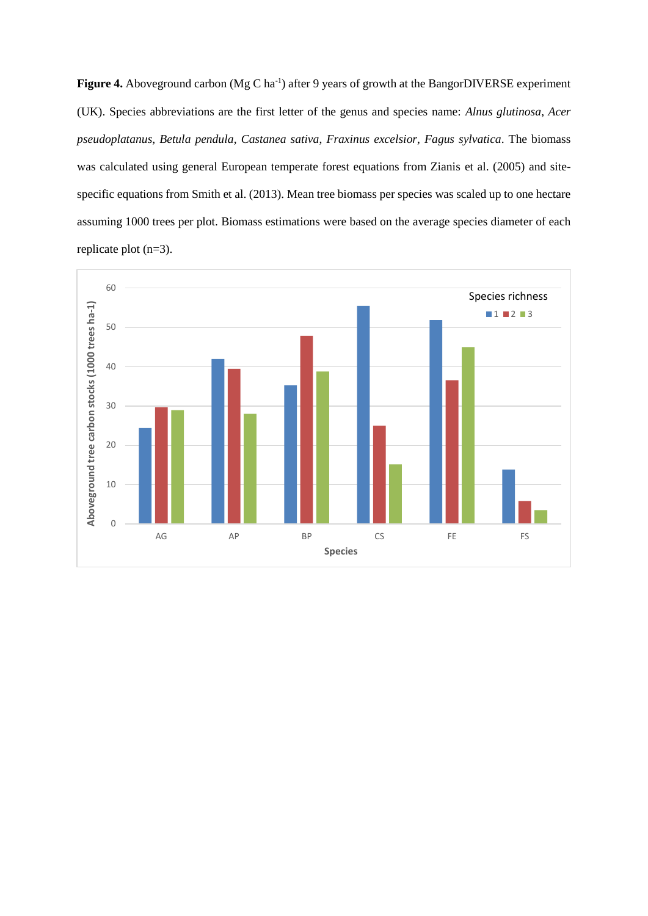**Figure 4.** Aboveground carbon (Mg C ha$^{-1}$) after 9 years of growth at the BangorDIVERSE experiment (UK). Species abbreviations are the first letter of the genus and species name: *Alnus glutinosa*, *Acer pseudoplatanus*, *Betula pendula*, *Castanea sativa*, *Fraxinus excelsior*, *Fagus sylvatica*. The biomass was calculated using general European temperate forest equations from Zianis et al. (2005) and site-specific equations from Smith et al. (2013). Mean tree biomass per species was scaled up to one hectare assuming 1000 trees per plot. Biomass estimations were based on the average species diameter of each replicate plot (n=3).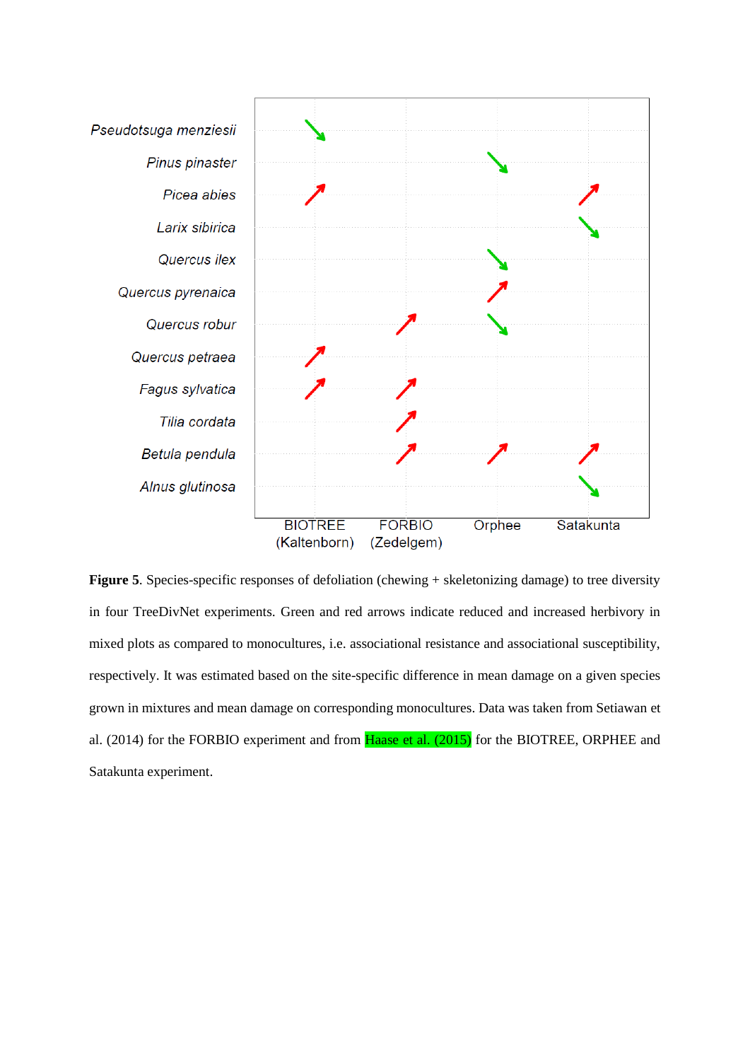Pseudotsuga menziesii

Pinus pinaster

Picea abies

Larix sibirica

Quercus ilex

Quercus pyrenaica

Quercus robur

Quercus petraea

Fagus sylvatica

Tilia cordata

Betula pendula

Alnus glutinosa

BIOTREE (Kaltenborn)

FORBIO (Zedelgem)

Orphee

Satakunta

**Figure 5**. Species-specific responses of defoliation (chewing + skeletonizing damage) to tree diversity in four TreeDivNet experiments. Green and red arrows indicate reduced and increased herbivory in mixed plots as compared to monocultures, i.e. associational resistance and associational susceptibility, respectively. It was estimated based on the site-specific difference in mean damage on a given species grown in mixtures and mean damage on corresponding monocultures. Data was taken from Setiawan et al. (2014) for the FORBIO experiment and from Haase et al. (2015) for the BIOTREE, ORPHEE and Satakunta experiment.